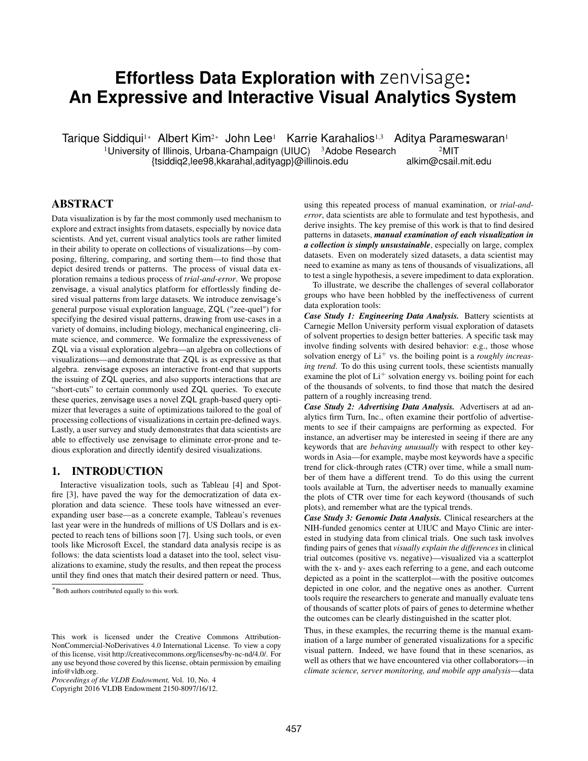# Effortless Data Exploration with zenvisage: An Expressive and Interactive Visual Analytics System

Tarique Siddiqui[1*] Albert Kim[2*] John Lee[1] Karrie Karahalios[1,3] Aditya Parameswaran[1]

[1]University of Illinois, Urbana-Champaign (UIUC) [3]Adobe Research [2]MIT

{tsiddiq2,lee98,kkarahal,adityagp}@illinois.edu alkim@csail.mit.edu

## ABSTRACT

Data visualization is by far the most commonly used mechanism to explore and extract insights from datasets, especially by novice data scientists. And yet, current visual analytics tools are rather limited in their ability to operate on collections of visualizations—by composing, filtering, comparing, and sorting them—to find those that depict desired trends or patterns. The process of visual data exploration remains a tedious process of *trial-and-error*. We propose zenvisage, a visual analytics platform for effortlessly finding desired visual patterns from large datasets. We introduce zenvisage's general purpose visual exploration language, ZQL ("zee-quel") for specifying the desired visual patterns, drawing from use-cases in a variety of domains, including biology, mechanical engineering, climate science, and commerce. We formalize the expressiveness of ZQL via a visual exploration algebra—an algebra on collections of visualizations—and demonstrate that ZQL is as expressive as that algebra. zenvisage exposes an interactive front-end that supports the issuing of ZQL queries, and also supports interactions that are "short-cuts" to certain commonly used ZQL queries. To execute these queries, zenvisage uses a novel ZQL graph-based query optimizer that leverages a suite of optimizations tailored to the goal of processing collections of visualizations in certain pre-defined ways. Lastly, a user survey and study demonstrates that data scientists are able to effectively use zenvisage to eliminate error-prone and tedious exploration and directly identify desired visualizations.

## 1. INTRODUCTION

Interactive visualization tools, such as Tableau [4] and Spotfire [3], have paved the way for the democratization of data exploration and data science. These tools have witnessed an ever-expanding user base—as a concrete example, Tableau's revenues last year were in the hundreds of millions of US Dollars and is expected to reach tens of billions soon [7]. Using such tools, or even tools like Microsoft Excel, the standard data analysis recipe is as follows: the data scientists load a dataset into the tool, select visualizations to examine, study the results, and then repeat the process until they find ones that match their desired pattern or need. Thus, using this repeated process of manual examination, or *trial-and-error*, data scientists are able to formulate and test hypothesis, and derive insights. The key premise of this work is that to find desired patterns in datasets, ***manual examination of each visualization in a collection is simply unsustainable***, especially on large, complex datasets. Even on moderately sized datasets, a data scientist may need to examine as many as tens of thousands of visualizations, all to test a single hypothesis, a severe impediment to data exploration.

To illustrate, we describe the challenges of several collaborator groups who have been hobbled by the ineffectiveness of current data exploration tools:

***Case Study 1: Engineering Data Analysis.*** Battery scientists at Carnegie Mellon University perform visual exploration of datasets of solvent properties to design better batteries. A specific task may involve finding solvents with desired behavior: e.g., those whose solvation energy of $Li^{+}$ vs. the boiling point is a *roughly increasing trend*. To do this using current tools, these scientists manually examine the plot of $Li^{+}$ solvation energy vs. boiling point for each of the thousands of solvents, to find those that match the desired pattern of a roughly increasing trend.

***Case Study 2: Advertising Data Analysis.*** Advertisers at ad analytics firm Turn, Inc., often examine their portfolio of advertisements to see if their campaigns are performing as expected. For instance, an advertiser may be interested in seeing if there are any keywords that are *behaving unusually* with respect to other keywords in Asia—for example, maybe most keywords have a specific trend for click-through rates (CTR) over time, while a small number of them have a different trend. To do this using the current tools available at Turn, the advertiser needs to manually examine the plots of CTR over time for each keyword (thousands of such plots), and remember what are the typical trends.

***Case Study 3: Genomic Data Analysis.*** Clinical researchers at the NIH-funded genomics center at UIUC and Mayo Clinic are interested in studying data from clinical trials. One such task involves finding pairs of genes that *visually explain the differences* in clinical trial outcomes (positive vs. negative)—visualized via a scatterplot with the x- and y- axes each referring to a gene, and each outcome depicted as a point in the scatterplot—with the positive outcomes depicted in one color, and the negative ones as another. Current tools require the researchers to generate and manually evaluate tens of thousands of scatter plots of pairs of genes to determine whether the outcomes can be clearly distinguished in the scatter plot.

Thus, in these examples, the recurring theme is the manual examination of a large number of generated visualizations for a specific visual pattern. Indeed, we have found that in these scenarios, as well as others that we have encountered via other collaborators—in *climate science, server monitoring, and mobile app analysis*—data

*Both authors contributed equally to this work.

This work is licensed under the Creative Commons Attribution-NonCommercial-NoDerivatives 4.0 International License. To view a copy of this license, visit http://creativecommons.org/licenses/by-nc-nd/4.0/. For any use beyond those covered by this license, obtain permission by emailing info@vldb.org.

*Proceedings of the VLDB Endowment,* Vol. 10, No. 4

Copyright 2016 VLDB Endowment 2150-8097/16/12.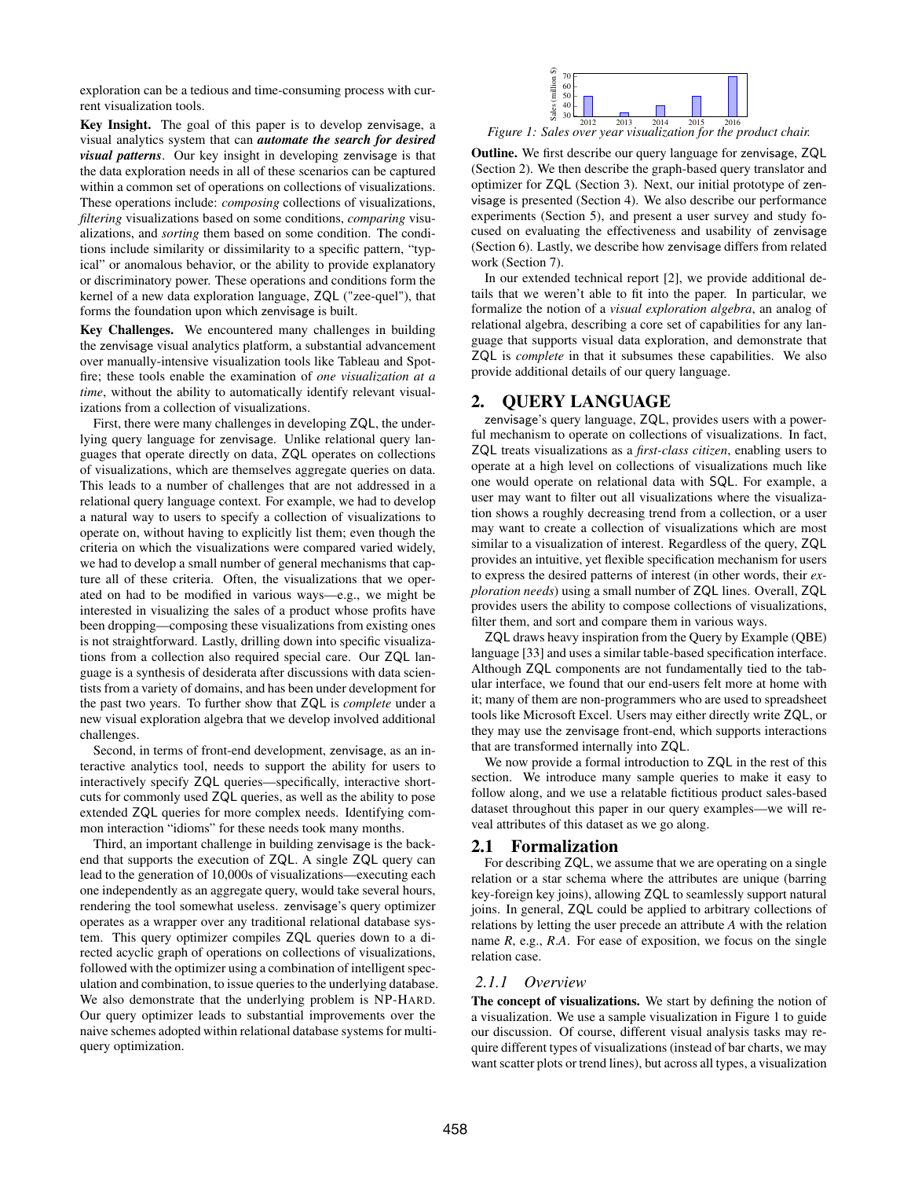exploration can be a tedious and time-consuming process with current visualization tools.

**Key Insight.** The goal of this paper is to develop zenvisage, a visual analytics system that can ***automate the search for desired visual patterns***. Our key insight in developing zenvisage is that the data exploration needs in all of these scenarios can be captured within a common set of operations on collections of visualizations. These operations include: *composing* collections of visualizations, *filtering* visualizations based on some conditions, *comparing* visualizations, and *sorting* them based on some condition. The conditions include similarity or dissimilarity to a specific pattern, "typical" or anomalous behavior, or the ability to provide explanatory or discriminatory power. These operations and conditions form the kernel of a new data exploration language, ZQL ("zee-quel"), that forms the foundation upon which zenvisage is built.

**Key Challenges.** We encountered many challenges in building the zenvisage visual analytics platform, a substantial advancement over manually-intensive visualization tools like Tableau and Spotfire; these tools enable the examination of *one visualization at a time*, without the ability to automatically identify relevant visualizations from a collection of visualizations.

First, there were many challenges in developing ZQL, the underlying query language for zenvisage. Unlike relational query languages that operate directly on data, ZQL operates on collections of visualizations, which are themselves aggregate queries on data. This leads to a number of challenges that are not addressed in a relational query language context. For example, we had to develop a natural way to users to specify a collection of visualizations to operate on, without having to explicitly list them; even though the criteria on which the visualizations were compared varied widely, we had to develop a small number of general mechanisms that capture all of these criteria. Often, the visualizations that we operated on had to be modified in various ways—e.g., we might be interested in visualizing the sales of a product whose profits have been dropping—composing these visualizations from existing ones is not straightforward. Lastly, drilling down into specific visualizations from a collection also required special care. Our ZQL language is a synthesis of desiderata after discussions with data scientists from a variety of domains, and has been under development for the past two years. To further show that ZQL is *complete* under a new visual exploration algebra that we develop involved additional challenges.

Second, in terms of front-end development, zenvisage, as an interactive analytics tool, needs to support the ability for users to interactively specify ZQL queries—specifically, interactive shortcuts for commonly used ZQL queries, as well as the ability to pose extended ZQL queries for more complex needs. Identifying common interaction "idioms" for these needs took many months.

Third, an important challenge in building zenvisage is the backend that supports the execution of ZQL. A single ZQL query can lead to the generation of 10,000s of visualizations—executing each one independently as an aggregate query, would take several hours, rendering the tool somewhat useless. zenvisage's query optimizer operates as a wrapper over any traditional relational database system. This query optimizer compiles ZQL queries down to a directed acyclic graph of operations on collections of visualizations, followed with the optimizer using a combination of intelligent speculation and combination, to issue queries to the underlying database. We also demonstrate that the underlying problem is NP-HARD. Our query optimizer leads to substantial improvements over the naive schemes adopted within relational database systems for multi-query optimization.

*Figure 1: Sales over year visualization for the product chair.*

**Outline.** We first describe our query language for zenvisage, ZQL (Section 2). We then describe the graph-based query translator and optimizer for ZQL (Section 3). Next, our initial prototype of zenvisage is presented (Section 4). We also describe our performance experiments (Section 5), and present a user survey and study focused on evaluating the effectiveness and usability of zenvisage (Section 6). Lastly, we describe how zenvisage differs from related work (Section 7).

In our extended technical report [2], we provide additional details that we weren't able to fit into the paper. In particular, we formalize the notion of a *visual exploration algebra*, an analog of relational algebra, describing a core set of capabilities for any language that supports visual data exploration, and demonstrate that ZQL is *complete* in that it subsumes these capabilities. We also provide additional details of our query language.

## 2. QUERY LANGUAGE

zenvisage's query language, ZQL, provides users with a powerful mechanism to operate on collections of visualizations. In fact, ZQL treats visualizations as a *first-class citizen*, enabling users to operate at a high level on collections of visualizations much like one would operate on relational data with SQL. For example, a user may want to filter out all visualizations where the visualization shows a roughly decreasing trend from a collection, or a user may want to create a collection of visualizations which are most similar to a visualization of interest. Regardless of the query, ZQL provides an intuitive, yet flexible specification mechanism for users to express the desired patterns of interest (in other words, their *exploration needs*) using a small number of ZQL lines. Overall, ZQL provides users the ability to compose collections of visualizations, filter them, and sort and compare them in various ways.

ZQL draws heavy inspiration from the Query by Example (QBE) language [33] and uses a similar table-based specification interface. Although ZQL components are not fundamentally tied to the tabular interface, we found that our end-users felt more at home with it; many of them are non-programmers who are used to spreadsheet tools like Microsoft Excel. Users may either directly write ZQL, or they may use the zenvisage front-end, which supports interactions that are transformed internally into ZQL.

We now provide a formal introduction to ZQL in the rest of this section. We introduce many sample queries to make it easy to follow along, and we use a relatable fictitious product sales-based dataset throughout this paper in our query examples—we will reveal attributes of this dataset as we go along.

### 2.1 Formalization

For describing ZQL, we assume that we are operating on a single relation or a star schema where the attributes are unique (barring key-foreign key joins), allowing ZQL to seamlessly support natural joins. In general, ZQL could be applied to arbitrary collections of relations by letting the user precede an attribute $A$ with the relation name $R$, e.g., $R.A$. For ease of exposition, we focus on the single relation case.

#### 2.1.1 Overview

**The concept of visualizations.** We start by defining the notion of a visualization. We use a sample visualization in Figure 1 to guide our discussion. Of course, different visual analysis tasks may require different types of visualizations (instead of bar charts, we may want scatter plots or trend lines), but across all types, a visualization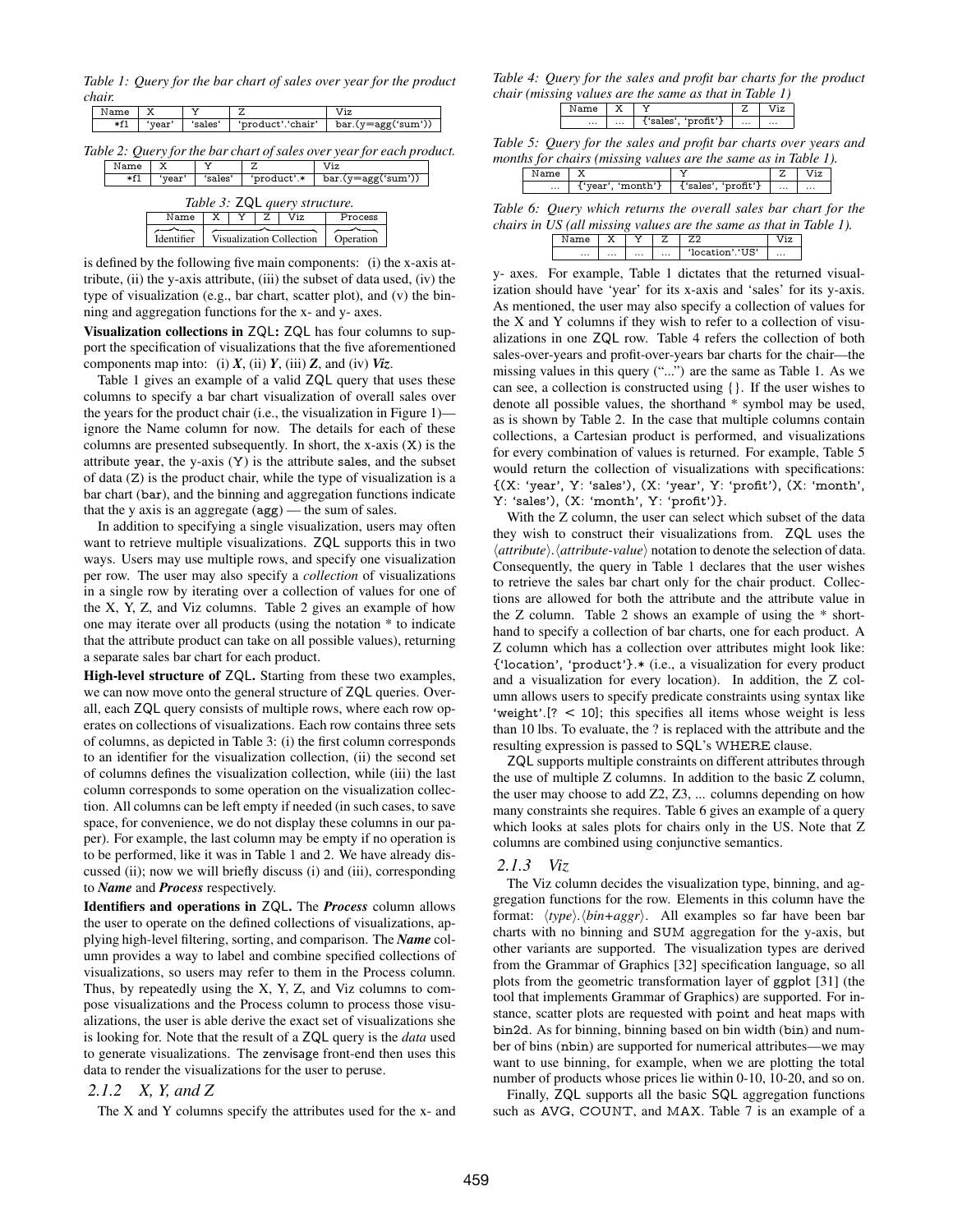*Table 1: Query for the bar chart of sales over year for the product chair.*

| Name | X | Y | Z | Viz |
|---|---|---|---|---|
| *f1 | 'year' | 'sales' | 'product'.'chair' | bar.(y=agg('sum')) |

*Table 2: Query for the bar chart of sales over year for each product.*

| Name | X | Y | Z | Viz |
|---|---|---|---|---|
| *f1 | 'year' | 'sales' | 'product'.* | bar.(y=agg('sum')) |

*Table 3: ZQL query structure.*

| Name | X | Y | Z | Viz | Process |
|---|---|---|---|---|---|
| Identifier | Visualization Collection | | | | Operation |

is defined by the following five main components: (i) the x-axis attribute, (ii) the y-axis attribute, (iii) the subset of data used, (iv) the type of visualization (e.g., bar chart, scatter plot), and (v) the binning and aggregation functions for the x- and y- axes.

**Visualization collections in ZQL:** ZQL has four columns to support the specification of visualizations that the five aforementioned components map into: (i) ***X***, (ii) ***Y***, (iii) ***Z***, and (iv) ***Viz***.

Table 1 gives an example of a valid ZQL query that uses these columns to specify a bar chart visualization of overall sales over the years for the product chair (i.e., the visualization in Figure 1)—ignore the Name column for now. The details for each of these columns are presented subsequently. In short, the x-axis (X) is the attribute year, the y-axis (Y) is the attribute sales, and the subset of data (Z) is the product chair, while the type of visualization is a bar chart (bar), and the binning and aggregation functions indicate that the y axis is an aggregate (agg) — the sum of sales.

In addition to specifying a single visualization, users may often want to retrieve multiple visualizations. ZQL supports this in two ways. Users may use multiple rows, and specify one visualization per row. The user may also specify a *collection* of visualizations in a single row by iterating over a collection of values for one of the X, Y, Z, and Viz columns. Table 2 gives an example of how one may iterate over all products (using the notation * to indicate that the attribute product can take on all possible values), returning a separate sales bar chart for each product.

**High-level structure of ZQL.** Starting from these two examples, we can now move onto the general structure of ZQL queries. Overall, each ZQL query consists of multiple rows, where each row operates on collections of visualizations. Each row contains three sets of columns, as depicted in Table 3: (i) the first column corresponds to an identifier for the visualization collection, (ii) the second set of columns defines the visualization collection, while (iii) the last column corresponds to some operation on the visualization collection. All columns can be left empty if needed (in such cases, to save space, for convenience, we do not display these columns in our paper). For example, the last column may be empty if no operation is to be performed, like it was in Table 1 and 2. We have already discussed (ii); now we will briefly discuss (i) and (iii), corresponding to ***Name*** and ***Process*** respectively.

**Identifiers and operations in ZQL.** The ***Process*** column allows the user to operate on the defined collections of visualizations, applying high-level filtering, sorting, and comparison. The ***Name*** column provides a way to label and combine specified collections of visualizations, so users may refer to them in the Process column. Thus, by repeatedly using the X, Y, Z, and Viz columns to compose visualizations and the Process column to process those visualizations, the user is able derive the exact set of visualizations she is looking for. Note that the result of a ZQL query is the *data* used to generate visualizations. The zenvisage front-end then uses this data to render the visualizations for the user to peruse.

### 2.1.2 X, Y, and Z

The X and Y columns specify the attributes used for the x- and y- axes. For example, Table 1 dictates that the returned visualization should have 'year' for its x-axis and 'sales' for its y-axis. As mentioned, the user may also specify a collection of values for the X and Y columns if they wish to refer to a collection of visualizations in one ZQL row. Table 4 refers the collection of both sales-over-years and profit-over-years bar charts for the chair—the missing values in this query ("...") are the same as Table 1. As we can see, a collection is constructed using {}. If the user wishes to denote all possible values, the shorthand * symbol may be used, as is shown by Table 2. In the case that multiple columns contain collections, a Cartesian product is performed, and visualizations for every combination of values is returned. For example, Table 5 would return the collection of visualizations with specifications: {(X: 'year', Y: 'sales'), (X: 'year', Y: 'profit'), (X: 'month', Y: 'sales'), (X: 'month', Y: 'profit')}.

*Table 4: Query for the sales and profit bar charts for the product chair (missing values are the same as that in Table 1)*

| Name | X | Y | Z | Viz |
|---|---|---|---|---|
| ... | ... | {'sales', 'profit'} | ... | ... |

*Table 5: Query for the sales and profit bar charts over years and months for chairs (missing values are the same as in Table 1).*

| Name | X | Y | Z | Viz |
|---|---|---|---|---|
| ... | {'year', 'month'} | {'sales', 'profit'} | ... | ... |

*Table 6: Query which returns the overall sales bar chart for the chairs in US (all missing values are the same as that in Table 1).*

| Name | X | Y | Z | Z2 | Viz |
|---|---|---|---|---|---|
| ... | ... | ... | ... | 'location'.'US' | ... |

With the Z column, the user can select which subset of the data they wish to construct their visualizations from. ZQL uses the ⟨*attribute*⟩.⟨*attribute-value*⟩ notation to denote the selection of data. Consequently, the query in Table 1 declares that the user wishes to retrieve the sales bar chart only for the chair product. Collections are allowed for both the attribute and the attribute value in the Z column. Table 2 shows an example of using the * shorthand to specify a collection of bar charts, one for each product. A Z column which has a collection over attributes might look like: {'location', 'product'}.* (i.e., a visualization for every product and a visualization for every location). In addition, the Z column allows users to specify predicate constraints using syntax like 'weight'.[? < 10]; this specifies all items whose weight is less than 10 lbs. To evaluate, the ? is replaced with the attribute and the resulting expression is passed to SQL's WHERE clause.

ZQL supports multiple constraints on different attributes through the use of multiple Z columns. In addition to the basic Z column, the user may choose to add Z2, Z3, ... columns depending on how many constraints she requires. Table 6 gives an example of a query which looks at sales plots for chairs only in the US. Note that Z columns are combined using conjunctive semantics.

### 2.1.3 Viz

The Viz column decides the visualization type, binning, and aggregation functions for the row. Elements in this column have the format: ⟨*type*⟩.⟨*bin+aggr*⟩. All examples so far have been bar charts with no binning and SUM aggregation for the y-axis, but other variants are supported. The visualization types are derived from the Grammar of Graphics [32] specification language, so all plots from the geometric transformation layer of ggplot [31] (the tool that implements Grammar of Graphics) are supported. For instance, scatter plots are requested with point and heat maps with bin2d. As for binning, binning based on bin width (bin) and number of bins (nbin) are supported for numerical attributes—we may want to use binning, for example, when we are plotting the total number of products whose prices lie within 0-10, 10-20, and so on.

Finally, ZQL supports all the basic SQL aggregation functions such as AVG, COUNT, and MAX. Table 7 is an example of a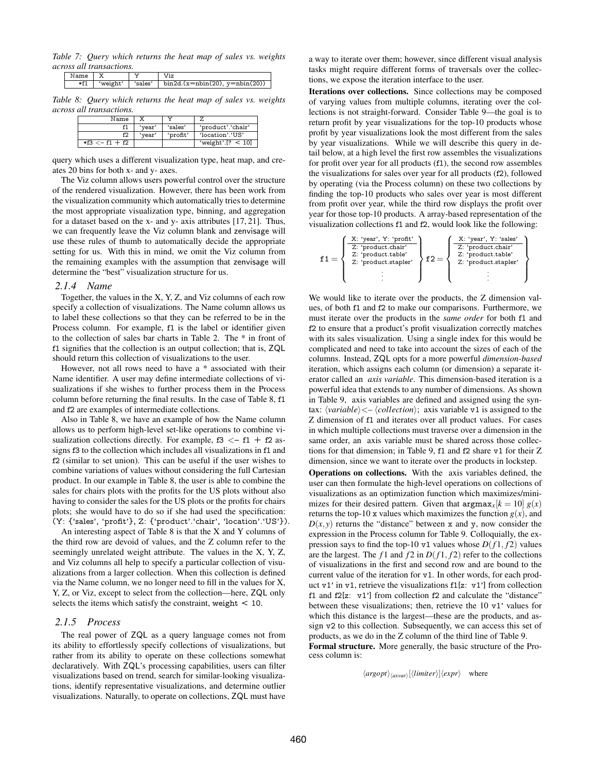*Table 7: Query which returns the heat map of sales vs. weights across all transactions.*

| Name | X | Y | Viz |
|---|---|---|---|
| *f1 | 'weight' | 'sales' | bin2d.(x=nbin(20), y=nbin(20)) |

*Table 8: Query which returns the heat map of sales vs. weights across all transactions.*

| Name | X | Y | Z |
|---|---|---|---|
| f1 | 'year' | 'sales' | 'product'.'chair' |
| f2 | 'year' | 'profit' | 'location'.'US' |
| *f3 <– f1 + f2 | | | 'weight'.[? < 10] |

query which uses a different visualization type, heat map, and creates 20 bins for both x- and y- axes.

The Viz column allows users powerful control over the structure of the rendered visualization. However, there has been work from the visualization community which automatically tries to determine the most appropriate visualization type, binning, and aggregation for a dataset based on the x- and y- axis attributes [17, 21]. Thus, we can frequently leave the Viz column blank and zenvisage will use these rules of thumb to automatically decide the appropriate setting for us. With this in mind, we omit the Viz column from the remaining examples with the assumption that zenvisage will determine the "best" visualization structure for us.

### 2.1.4 Name

Together, the values in the X, Y, Z, and Viz columns of each row specify a collection of visualizations. The Name column allows us to label these collections so that they can be referred to be in the Process column. For example, f1 is the label or identifier given to the collection of sales bar charts in Table 2. The * in front of f1 signifies that the collection is an output collection; that is, ZQL should return this collection of visualizations to the user.

However, not all rows need to have a * associated with their Name identifier. A user may define intermediate collections of visualizations if she wishes to further process them in the Process column before returning the final results. In the case of Table 8, f1 and f2 are examples of intermediate collections.

Also in Table 8, we have an example of how the Name column allows us to perform high-level set-like operations to combine visualization collections directly. For example, f3 <– f1 + f2 assigns f3 to the collection which includes all visualizations in f1 and f2 (similar to set union). This can be useful if the user wishes to combine variations of values without considering the full Cartesian product. In our example in Table 8, the user is able to combine the sales for chairs plots with the profits for the US plots without also having to consider the sales for the US plots or the profits for chairs plots; she would have to do so if she had used the specification: (Y: {'sales', 'profit'}, Z: {'product'.'chair', 'location'.'US'}).

An interesting aspect of Table 8 is that the X and Y columns of the third row are devoid of values, and the Z column refer to the seemingly unrelated weight attribute. The values in the X, Y, Z, and Viz columns all help to specify a particular collection of visualizations from a larger collection. When this collection is defined via the Name column, we no longer need to fill in the values for X, Y, Z, or Viz, except to select from the collection—here, ZQL only selects the items which satisfy the constraint, weight < 10.

### 2.1.5 Process

The real power of ZQL as a query language comes not from its ability to effortlessly specify collections of visualizations, but rather from its ability to operate on these collections somewhat declaratively. With ZQL's processing capabilities, users can filter visualizations based on trend, search for similar-looking visualizations, identify representative visualizations, and determine outlier visualizations. Naturally, to operate on collections, ZQL must have a way to iterate over them; however, since different visual analysis tasks might require different forms of traversals over the collections, we expose the iteration interface to the user.

**Iterations over collections.** Since collections may be composed of varying values from multiple columns, iterating over the collections is not straight-forward. Consider Table 9—the goal is to return profit by year visualizations for the top-10 products whose profit by year visualizations look the most different from the sales by year visualizations. While we will describe this query in detail below, at a high level the first row assembles the visualizations for profit over year for all products (f1), the second row assembles the visualizations for sales over year for all products (f2), followed by operating (via the Process column) on these two collections by finding the top-10 products who sales over year is most different from profit over year, while the third row displays the profit over year for those top-10 products. A array-based representation of the visualization collections f1 and f2, would look like the following:

$$\texttt{f1} = \left\{ \begin{array}{c} \text{X: 'year', Y: 'profit'} \\ \hline \text{Z: 'product.chair'} \\ \text{Z: 'product.table'} \\ \text{Z: 'product.stapler'} \\ \vdots \end{array} \right\} \texttt{f2} = \left\{ \begin{array}{c} \text{X: 'year', Y: 'sales'} \\ \hline \text{Z: 'product.chair'} \\ \text{Z: 'product.table'} \\ \text{Z: 'product.stapler'} \\ \vdots \end{array} \right\}$$

We would like to iterate over the products, the Z dimension values, of both f1 and f2 to make our comparisons. Furthermore, we must iterate over the products in the *same order* for both f1 and f2 to ensure that a product's profit visualization correctly matches with its sales visualization. Using a single index for this would be complicated and need to take into account the sizes of each of the columns. Instead, ZQL opts for a more powerful *dimension-based* iteration, which assigns each column (or dimension) a separate iterator called an *axis variable*. This dimension-based iteration is a powerful idea that extends to any number of dimensions. As shown in Table 9, axis variables are defined and assigned using the syntax: $\langle variable \rangle$<– $\langle collection \rangle$; axis variable v1 is assigned to the Z dimension of f1 and iterates over all product values. For cases in which multiple collections must traverse over a dimension in the same order, an axis variable must be shared across those collections for that dimension; in Table 9, f1 and f2 share v1 for their Z dimension, since we want to iterate over the products in lockstep.

**Operations on collections.** With the axis variables defined, the user can then formulate the high-level operations on collections of visualizations as an optimization function which maximizes/minimizes for their desired pattern. Given that $\texttt{argmax}_x[k = 10]\ g(x)$ returns the top-10 x values which maximizes the function $g(x)$, and $D(x, y)$ returns the "distance" between x and y, now consider the expression in the Process column for Table 9. Colloquially, the expression says to find the top-10 v1 values whose $D(f1, f2)$ values are the largest. The $f1$ and $f2$ in $D(f1, f2)$ refer to the collections of visualizations in the first and second row and are bound to the current value of the iteration for v1. In other words, for each product v1' in v1, retrieve the visualizations f1[z: v1'] from collection f1 and f2[z: v1'] from collection f2 and calculate the "distance" between these visualizations; then, retrieve the 10 v1' values for which this distance is the largest—these are the products, and assign v2 to this collection. Subsequently, we can access this set of products, as we do in the Z column of the third line of Table 9.

**Formal structure.** More generally, the basic structure of the Process column is:

$$\langle argopt \rangle_{\langle axvar \rangle} [\langle limiter \rangle] \langle expr \rangle \quad \text{where}$$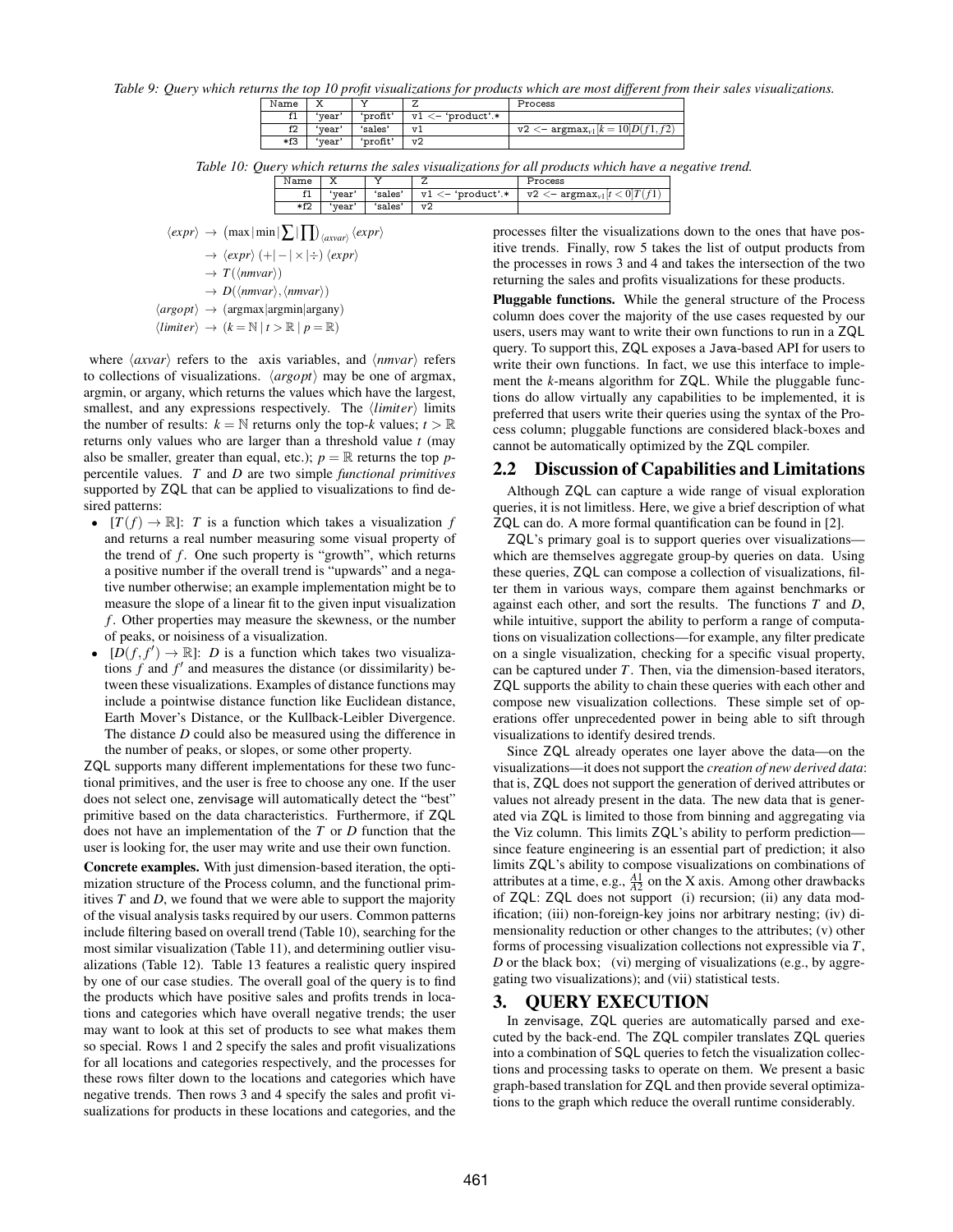*Table 9: Query which returns the top 10 profit visualizations for products which are most different from their sales visualizations.*

| Name | X | Y | Z | Process |
|---|---|---|---|---|
| f1 | 'year' | 'profit' | v1 <– 'product'.* | |
| f2 | 'year' | 'sales' | v1 | v2 <– $\text{argmax}_{v1}[k = 10]D(f1, f2)$ |
| *f3 | 'year' | 'profit' | v2 | |

*Table 10: Query which returns the sales visualizations for all products which have a negative trend.*

| Name | X | Y | Z | Process |
|---|---|---|---|---|
| f1 | 'year' | 'sales' | v1 <– 'product'.* | v2 <– $\text{argmax}_{v1}[t < 0]T(f1)$ |
| *f2 | 'year' | 'sales' | v2 | |

$$
\begin{aligned}
\langle expr \rangle &\rightarrow \left(\max \mid \min \mid \textstyle\sum \mid \textstyle\prod\right)_{\langle axvar \rangle} \langle expr \rangle \\
&\rightarrow \langle expr \rangle \, (+ \mid - \mid \times \mid \div) \, \langle expr \rangle \\
&\rightarrow T(\langle nmvar \rangle) \\
&\rightarrow D(\langle nmvar \rangle, \langle nmvar \rangle) \\
\langle argopt \rangle &\rightarrow (\text{argmax} \mid \text{argmin} \mid \text{argany}) \\
\langle limiter \rangle &\rightarrow (k = \mathbb{N} \mid t > \mathbb{R} \mid p = \mathbb{R})
\end{aligned}
$$

where $\langle axvar \rangle$ refers to the axis variables, and $\langle nmvar \rangle$ refers to collections of visualizations. $\langle argopt \rangle$ may be one of argmax, argmin, or argany, which returns the values which have the largest, smallest, and any expressions respectively. The $\langle limiter \rangle$ limits the number of results: $k = \mathbb{N}$ returns only the top-$k$ values; $t > \mathbb{R}$ returns only values who are larger than a threshold value $t$ (may also be smaller, greater than equal, etc.); $p = \mathbb{R}$ returns the top $p$-percentile values. $T$ and $D$ are two simple *functional primitives* supported by ZQL that can be applied to visualizations to find desired patterns:

- $[T(f) \rightarrow \mathbb{R}]$: $T$ is a function which takes a visualization $f$ and returns a real number measuring some visual property of the trend of $f$. One such property is "growth", which returns a positive number if the overall trend is "upwards" and a negative number otherwise; an example implementation might be to measure the slope of a linear fit to the given input visualization $f$. Other properties may measure the skewness, or the number of peaks, or noisiness of a visualization.
- $[D(f, f') \rightarrow \mathbb{R}]$: $D$ is a function which takes two visualizations $f$ and $f'$ and measures the distance (or dissimilarity) between these visualizations. Examples of distance functions may include a pointwise distance function like Euclidean distance, Earth Mover's Distance, or the Kullback-Leibler Divergence. The distance $D$ could also be measured using the difference in the number of peaks, or slopes, or some other property.

ZQL supports many different implementations for these two functional primitives, and the user is free to choose any one. If the user does not select one, zenvisage will automatically detect the "best" primitive based on the data characteristics. Furthermore, if ZQL does not have an implementation of the $T$ or $D$ function that the user is looking for, the user may write and use their own function.

**Concrete examples.** With just dimension-based iteration, the optimization structure of the Process column, and the functional primitives $T$ and $D$, we found that we were able to support the majority of the visual analysis tasks required by our users. Common patterns include filtering based on overall trend (Table 10), searching for the most similar visualization (Table 11), and determining outlier visualizations (Table 12). Table 13 features a realistic query inspired by one of our case studies. The overall goal of the query is to find the products which have positive sales and profits trends in locations and categories which have overall negative trends; the user may want to look at this set of products to see what makes them so special. Rows 1 and 2 specify the sales and profit visualizations for all locations and categories respectively, and the processes for these rows filter down to the locations and categories which have negative trends. Then rows 3 and 4 specify the sales and profit visualizations for products in these locations and categories, and the processes filter the visualizations down to the ones that have positive trends. Finally, row 5 takes the list of output products from the processes in rows 3 and 4 and takes the intersection of the two returning the sales and profits visualizations for these products.

**Pluggable functions.** While the general structure of the Process column does cover the majority of the use cases requested by our users, users may want to write their own functions to run in a ZQL query. To support this, ZQL exposes a Java-based API for users to write their own functions. In fact, we use this interface to implement the $k$-means algorithm for ZQL. While the pluggable functions do allow virtually any capabilities to be implemented, it is preferred that users write their queries using the syntax of the Process column; pluggable functions are considered black-boxes and cannot be automatically optimized by the ZQL compiler.

## 2.2 Discussion of Capabilities and Limitations

Although ZQL can capture a wide range of visual exploration queries, it is not limitless. Here, we give a brief description of what ZQL can do. A more formal quantification can be found in [2].

ZQL's primary goal is to support queries over visualizations—which are themselves aggregate group-by queries on data. Using these queries, ZQL can compose a collection of visualizations, filter them in various ways, compare them against benchmarks or against each other, and sort the results. The functions $T$ and $D$, while intuitive, support the ability to perform a range of computations on visualization collections—for example, any filter predicate on a single visualization, checking for a specific visual property, can be captured under $T$. Then, via the dimension-based iterators, ZQL supports the ability to chain these queries with each other and compose new visualization collections. These simple set of operations offer unprecedented power in being able to sift through visualizations to identify desired trends.

Since ZQL already operates one layer above the data—on the visualizations—it does not support the *creation of new derived data*: that is, ZQL does not support the generation of derived attributes or values not already present in the data. The new data that is generated via ZQL is limited to those from binning and aggregating via the Viz column. This limits ZQL's ability to perform prediction—since feature engineering is an essential part of prediction; it also limits ZQL's ability to compose visualizations on combinations of attributes at a time, e.g., $\frac{A1}{A2}$ on the X axis. Among other drawbacks of ZQL: ZQL does not support (i) recursion; (ii) any data modification; (iii) non-foreign-key joins nor arbitrary nesting; (iv) dimensionality reduction or other changes to the attributes; (v) other forms of processing visualization collections not expressible via $T$, $D$ or the black box; (vi) merging of visualizations (e.g., by aggregating two visualizations); and (vii) statistical tests.

# 3. QUERY EXECUTION

In zenvisage, ZQL queries are automatically parsed and executed by the back-end. The ZQL compiler translates ZQL queries into a combination of SQL queries to fetch the visualization collections and processing tasks to operate on them. We present a basic graph-based translation for ZQL and then provide several optimizations to the graph which reduce the overall runtime considerably.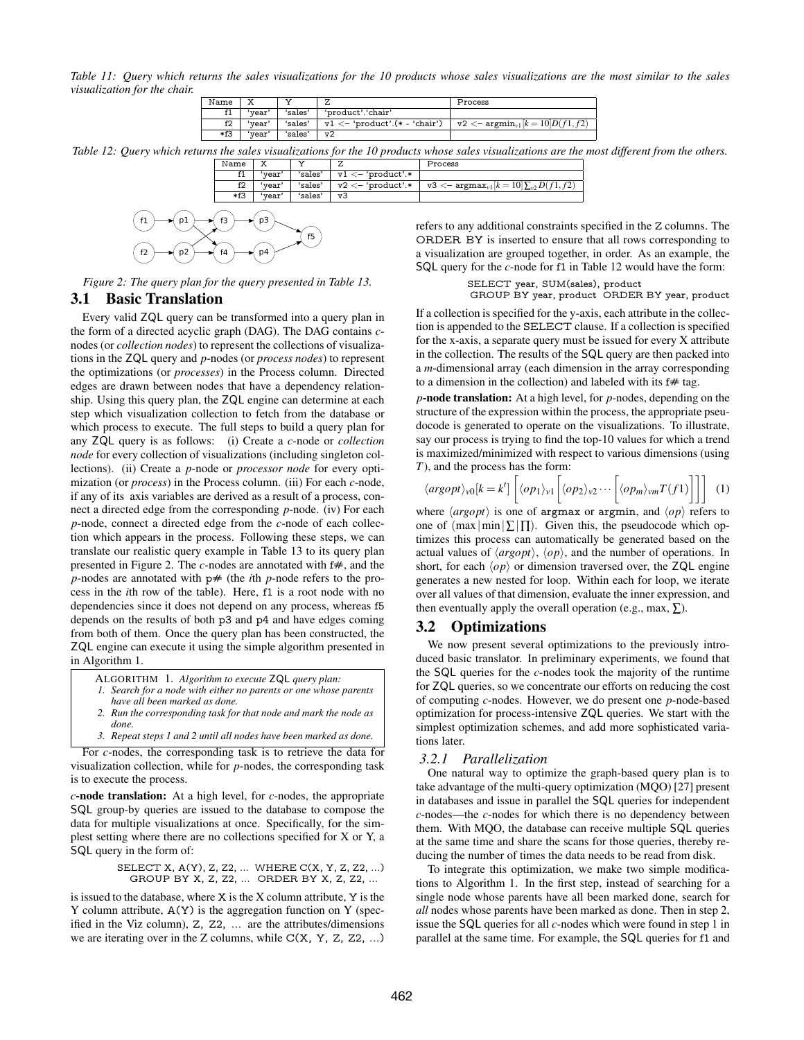*Table 11: Query which returns the sales visualizations for the 10 products whose sales visualizations are the most similar to the sales visualization for the chair.*

| Name | X | Y | Z | Process |
|---|---|---|---|---|
| f1 | 'year' | 'sales' | 'product'.'chair' | |
| f2 | 'year' | 'sales' | v1 <– 'product'.(* - 'chair') | v2 <– $\text{argmin}_{v1}[k=10]D(f1,f2)$ |
| *f3 | 'year' | 'sales' | v2 | |

*Table 12: Query which returns the sales visualizations for the 10 products whose sales visualizations are the most different from the others.*

| Name | X | Y | Z | Process |
|---|---|---|---|---|
| f1 | 'year' | 'sales' | v1 <– 'product'.* | |
| f2 | 'year' | 'sales' | v2 <– 'product'.* | v3 <– $\text{argmax}_{v1}[k=10]\sum_{v2}D(f1,f2)$ |
| *f3 | 'year' | 'sales' | v3 | |

*Figure 2: The query plan for the query presented in Table 13.*

## 3.1 Basic Translation

Every valid ZQL query can be transformed into a query plan in the form of a directed acyclic graph (DAG). The DAG contains *c*-nodes (or *collection nodes*) to represent the collections of visualizations in the ZQL query and *p*-nodes (or *process nodes*) to represent the optimizations (or *processes*) in the Process column. Directed edges are drawn between nodes that have a dependency relationship. Using this query plan, the ZQL engine can determine at each step which visualization collection to fetch from the database or which process to execute. The full steps to build a query plan for any ZQL query is as follows: (i) Create a *c*-node or *collection node* for every collection of visualizations (including singleton collections). (ii) Create a *p*-node or *processor node* for every optimization (or *process*) in the Process column. (iii) For each *c*-node, if any of its axis variables are derived as a result of a process, connect a directed edge from the corresponding *p*-node. (iv) For each *p*-node, connect a directed edge from the *c*-node of each collection which appears in the process. Following these steps, we can translate our realistic query example in Table 13 to its query plan presented in Figure 2. The *c*-nodes are annotated with f#, and the *p*-nodes are annotated with p# (the *i*th *p*-node refers to the process in the *i*th row of the table). Here, f1 is a root node with no dependencies since it does not depend on any process, whereas f5 depends on the results of both p3 and p4 and have edges coming from both of them. Once the query plan has been constructed, the ZQL engine can execute it using the simple algorithm presented in in Algorithm 1.

> ALGORITHM 1. *Algorithm to execute ZQL query plan:*
> 1. *Search for a node with either no parents or one whose parents have all been marked as done.*
> 2. *Run the corresponding task for that node and mark the node as done.*
> 3. *Repeat steps 1 and 2 until all nodes have been marked as done.*

For *c*-nodes, the corresponding task is to retrieve the data for visualization collection, while for *p*-nodes, the corresponding task is to execute the process.

***c*-node translation:** At a high level, for *c*-nodes, the appropriate SQL group-by queries are issued to the database to compose the data for multiple visualizations at once. Specifically, for the simplest setting where there are no collections specified for X or Y, a SQL query in the form of:

```
SELECT X, A(Y), Z, Z2, ... WHERE C(X, Y, Z, Z2, ...)
GROUP BY X, Z, Z2, ... ORDER BY X, Z, Z2, ...
```

is issued to the database, where X is the X column attribute, Y is the Y column attribute, A(Y) is the aggregation function on Y (specified in the Viz column), Z, Z2, ... are the attributes/dimensions we are iterating over in the Z columns, while C(X, Y, Z, ...) refers to any additional constraints specified in the Z columns. The ORDER BY is inserted to ensure that all rows corresponding to a visualization are grouped together, in order. As an example, the SQL query for the *c*-node for f1 in Table 12 would have the form:

```
SELECT year, SUM(sales), product
GROUP BY year, product ORDER BY year, product
```

If a collection is specified for the y-axis, each attribute in the collection is appended to the SELECT clause. If a collection is specified for the x-axis, a separate query must be issued for every X attribute in the collection. The results of the SQL query are then packed into a *m*-dimensional array (each dimension in the array corresponding to a dimension in the collection) and labeled with its f# tag.

***p*-node translation:** At a high level, for *p*-nodes, depending on the structure of the expression within the process, the appropriate pseudocode is generated to operate on the visualizations. To illustrate, say our process is trying to find the top-10 values for which a trend is maximized/minimized with respect to various dimensions (using $T$), and the process has the form:

$$\langle argopt\rangle_{v0}[k=k']\left[\langle op_1\rangle_{v1}\left[\langle op_2\rangle_{v2}\cdots\left[\langle op_m\rangle_{vm}T(f1)\right]\right]\right] \quad (1)$$

where $\langle argopt\rangle$ is one of argmax or argmin, and $\langle op\rangle$ refers to one of $(\max|\min|\sum|\prod)$. Given this, the pseudocode which optimizes this process can automatically be generated based on the actual values of $\langle argopt\rangle$, $\langle op\rangle$, and the number of operations. In short, for each $\langle op\rangle$ or dimension traversed over, the ZQL engine generates a new nested for loop. Within each for loop, we iterate over all values of that dimension, evaluate the inner expression, and then eventually apply the overall operation (e.g., max, $\sum$).

## 3.2 Optimizations

We now present several optimizations to the previously introduced basic translator. In preliminary experiments, we found that the SQL queries for the *c*-nodes took the majority of the runtime for ZQL queries, so we concentrate our efforts on reducing the cost of computing *c*-nodes. However, we do present one *p*-node-based optimization for process-intensive ZQL queries. We start with the simplest optimization schemes, and add more sophisticated variations later.

### 3.2.1 Parallelization

One natural way to optimize the graph-based query plan is to take advantage of the multi-query optimization (MQO) [27] present in databases and issue in parallel the SQL queries for independent *c*-nodes—the *c*-nodes for which there is no dependency between them. With MQO, the database can receive multiple SQL queries at the same time and share the scans for those queries, thereby reducing the number of times the data needs to be read from disk.

To integrate this optimization, we make two simple modifications to Algorithm 1. In the first step, instead of searching for a single node whose parents have all been marked done, search for *all* nodes whose parents have been marked as done. Then in step 2, issue the SQL queries for all *c*-nodes which were found in step 1 in parallel at the same time. For example, the SQL queries for f1 and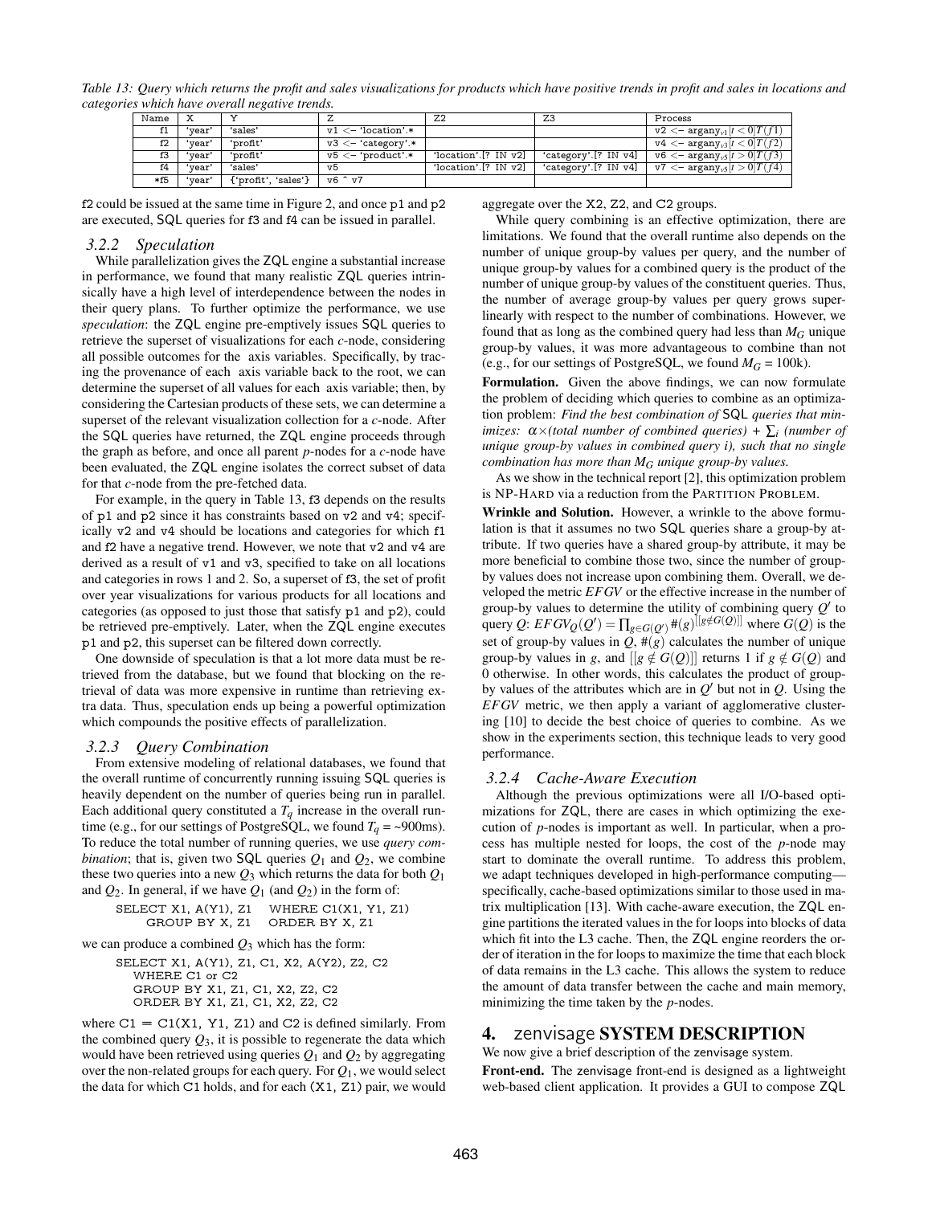*Table 13: Query which returns the profit and sales visualizations for products which have positive trends in profit and sales in locations and categories which have overall negative trends.*

| Name | X | Y | Z | Z2 | Z3 | Process |
|---|---|---|---|---|---|---|
| f1 | 'year' | 'sales' | v1 <– 'location'.* | | | v2 <– $\text{argany}_{v1}[t<0]T(f1)$ |
| f2 | 'year' | 'profit' | v3 <– 'category'.* | | | v4 <– $\text{argany}_{v3}[t<0]T(f2)$ |
| f3 | 'year' | 'profit' | v5 <– 'product'.* | 'location'.[? IN v2] | 'category'.[? IN v4] | v6 <– $\text{argany}_{v5}[t>0]T(f3)$ |
| f4 | 'year' | 'sales' | v5 | 'location'.[? IN v2] | 'category'.[? IN v4] | v7 <– $\text{argany}_{v5}[t>0]T(f4)$ |
| *f5 | 'year' | {'profit', 'sales'} | v6 ^ v7 | | | |

f2 could be issued at the same time in Figure 2, and once p1 and p2 are executed, SQL queries for f3 and f4 can be issued in parallel.

### 3.2.2 Speculation

While parallelization gives the ZQL engine a substantial increase in performance, we found that many realistic ZQL queries intrinsically have a high level of interdependence between the nodes in their query plans. To further optimize the performance, we use *speculation*: the ZQL engine pre-emptively issues SQL queries to retrieve the superset of visualizations for each *c*-node, considering all possible outcomes for the axis variables. Specifically, by tracing the provenance of each axis variable back to the root, we can determine the superset of all values for each axis variable; then, by considering the Cartesian products of these sets, we can determine a superset of the relevant visualization collection for a *c*-node. After the SQL queries have returned, the ZQL engine proceeds through the graph as before, and once all parent *p*-nodes for a *c*-node have been evaluated, the ZQL engine isolates the correct subset of data for that *c*-node from the pre-fetched data.

For example, in the query in Table 13, f3 depends on the results of p1 and p2 since it has constraints based on v2 and v4; specifically v2 and v4 should be locations and categories for which f1 and f2 have a negative trend. However, we note that v2 and v4 are derived as a result of v1 and v3, specified to take on all locations and categories in rows 1 and 2. So, a superset of f3, the set of profit over year visualizations for various products for all locations and categories (as opposed to just those that satisfy p1 and p2), could be retrieved pre-emptively. Later, when the ZQL engine executes p1 and p2, this superset can be filtered down correctly.

One downside of speculation is that a lot more data must be retrieved from the database, but we found that blocking on the retrieval of data was more expensive in runtime than retrieving extra data. Thus, speculation ends up being a powerful optimization which compounds the positive effects of parallelization.

### 3.2.3 Query Combination

From extensive modeling of relational databases, we found that the overall runtime of concurrently running issuing SQL queries is heavily dependent on the number of queries being run in parallel. Each additional query constituted a $T_q$ increase in the overall runtime (e.g., for our settings of PostgreSQL, we found $T_q$ = ~900ms). To reduce the total number of running queries, we use *query combination*; that is, given two SQL queries $Q_1$ and $Q_2$, we combine these two queries into a new $Q_3$ which returns the data for both $Q_1$ and $Q_2$. In general, if we have $Q_1$ (and $Q_2$) in the form of:

```
SELECT X1, A(Y1), Z1   WHERE C1(X1, Y1, Z1)
    GROUP BY X, Z1   ORDER BY X, Z1
```

we can produce a combined $Q_3$ which has the form:

```
SELECT X1, A(Y1), Z1, C1, X2, A(Y2), Z2, C2
    WHERE C1 or C2
    GROUP BY X1, Z1, C1, X2, Z2, C2
    ORDER BY X1, Z1, C1, X2, Z2, C2
```

where C1 = C1(X1, Y1, Z1) and C2 is defined similarly. From the combined query $Q_3$, it is possible to regenerate the data which would have been retrieved using queries $Q_1$ and $Q_2$ by aggregating over the non-related groups for each query. For $Q_1$, we would select the data for which C1 holds, and for each (X1, Z1) pair, we would aggregate over the X2, Z2, and C2 groups.

While query combining is an effective optimization, there are limitations. We found that the overall runtime also depends on the number of unique group-by values per query, and the number of unique group-by values for a combined query is the product of the number of unique group-by values of the constituent queries. Thus, the number of average group-by values per query grows super-linearly with respect to the number of combinations. However, we found that as long as the combined query had less than $M_G$ unique group-by values, it was more advantageous to combine than not (e.g., for our settings of PostgreSQL, we found $M_G$ = 100k).

**Formulation.** Given the above findings, we can now formulate the problem of deciding which queries to combine as an optimization problem: *Find the best combination of* SQL *queries that minimizes:* $\alpha \times$*(total number of combined queries)* + $\sum_i$ *(number of unique group-by values in combined query i), such that no single combination has more than* $M_G$ *unique group-by values.*

As we show in the technical report [2], this optimization problem is NP-HARD via a reduction from the PARTITION PROBLEM.

**Wrinkle and Solution.** However, a wrinkle to the above formulation is that it assumes no two SQL queries share a group-by attribute. If two queries have a shared group-by attribute, it may be more beneficial to combine those two, since the number of group-by values does not increase upon combining them. Overall, we developed the metric *EFGV* or the effective increase in the number of group-by values to determine the utility of combining query $Q'$ to query $Q$: $EFGV_Q(Q') = \prod_{g \in G(Q')} \#(g)^{[[g \notin G(Q)]]}$ where $G(Q)$ is the set of group-by values in $Q$, $\#(g)$ calculates the number of unique group-by values in $g$, and $[[g \notin G(Q)]]$ returns 1 if $g \notin G(Q)$ and 0 otherwise. In other words, this calculates the product of group-by values of the attributes which are in $Q'$ but not in $Q$. Using the *EFGV* metric, we then apply a variant of agglomerative clustering [10] to decide the best choice of queries to combine. As we show in the experiments section, this technique leads to very good performance.

### 3.2.4 Cache-Aware Execution

Although the previous optimizations were all I/O-based optimizations for ZQL, there are cases in which optimizing the execution of *p*-nodes is important as well. In particular, when a process has multiple nested for loops, the cost of the *p*-node may start to dominate the overall runtime. To address this problem, we adapt techniques developed in high-performance computing—specifically, cache-based optimizations similar to those used in matrix multiplication [13]. With cache-aware execution, the ZQL engine partitions the iterated values in the for loops into blocks of data which fit into the L3 cache. Then, the ZQL engine reorders the order of iteration in the for loops to maximize the time that each block of data remains in the L3 cache. This allows the system to reduce the amount of data transfer between the cache and main memory, minimizing the time taken by the *p*-nodes.

## 4. zenvisage SYSTEM DESCRIPTION

We now give a brief description of the zenvisage system.

**Front-end.** The zenvisage front-end is designed as a lightweight web-based client application. It provides a GUI to compose ZQL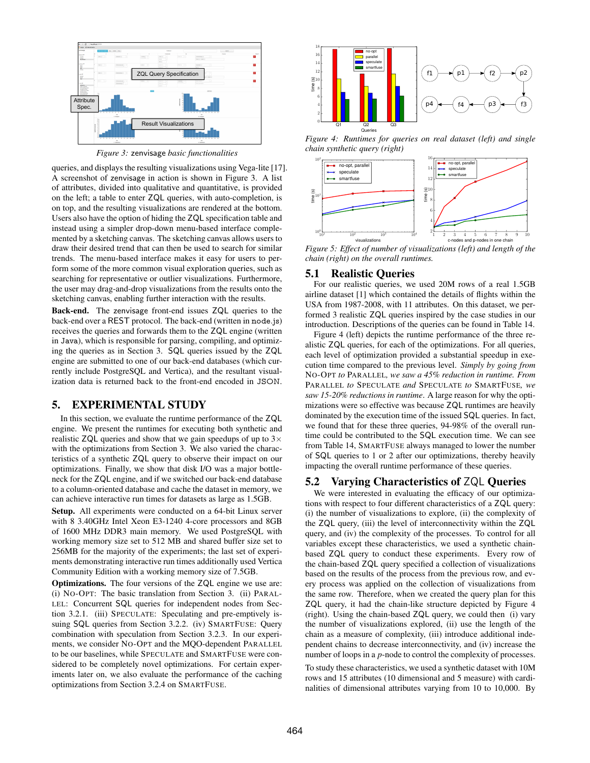*Figure 3:* zenvisage *basic functionalities*

queries, and displays the resulting visualizations using Vega-lite [17]. A screenshot of zenvisage in action is shown in Figure 3. A list of attributes, divided into qualitative and quantitative, is provided on the left; a table to enter ZQL queries, with auto-completion, is on top, and the resulting visualizations are rendered at the bottom. Users also have the option of hiding the ZQL specification table and instead using a simpler drop-down menu-based interface complemented by a sketching canvas. The sketching canvas allows users to draw their desired trend that can then be used to search for similar trends. The menu-based interface makes it easy for users to perform some of the more common visual exploration queries, such as searching for representative or outlier visualizations. Furthermore, the user may drag-and-drop visualizations from the results onto the sketching canvas, enabling further interaction with the results.

**Back-end.** The zenvisage front-end issues ZQL queries to the back-end over a REST protocol. The back-end (written in node.js) receives the queries and forwards them to the ZQL engine (written in Java), which is responsible for parsing, compiling, and optimizing the queries as in Section 3. SQL queries issued by the ZQL engine are submitted to one of our back-end databases (which currently include PostgreSQL and Vertica), and the resultant visualization data is returned back to the front-end encoded in JSON.

# 5. EXPERIMENTAL STUDY

In this section, we evaluate the runtime performance of the ZQL engine. We present the runtimes for executing both synthetic and realistic ZQL queries and show that we gain speedups of up to 3× with the optimizations from Section 3. We also varied the characteristics of a synthetic ZQL query to observe their impact on our optimizations. Finally, we show that disk I/O was a major bottleneck for the ZQL engine, and if we switched our back-end database to a column-oriented database and cache the dataset in memory, we can achieve interactive run times for datasets as large as 1.5GB.

**Setup.** All experiments were conducted on a 64-bit Linux server with 8 3.40GHz Intel Xeon E3-1240 4-core processors and 8GB of 1600 MHz DDR3 main memory. We used PostgreSQL with working memory size set to 512 MB and shared buffer size set to 256MB for the majority of the experiments; the last set of experiments demonstrating interactive run times additionally used Vertica Community Edition with a working memory size of 7.5GB.

**Optimizations.** The four versions of the ZQL engine we use are: (i) NO-OPT: The basic translation from Section 3. (ii) PARALLEL: Concurrent SQL queries for independent nodes from Section 3.2.1. (iii) SPECULATE: Speculating and pre-emptively issuing SQL queries from Section 3.2.2. (iv) SMARTFUSE: Query combination with speculation from Section 3.2.3. In our experiments, we consider NO-OPT and the MQO-dependent PARALLEL to be our baselines, while SPECULATE and SMARTFUSE were considered to be completely novel optimizations. For certain experiments later on, we also evaluate the performance of the caching optimizations from Section 3.2.4 on SMARTFUSE.

*Figure 4: Runtimes for queries on real dataset (left) and single chain synthetic query (right)*

*Figure 5: Effect of number of visualizations (left) and length of the chain (right) on the overall runtimes.*

## 5.1 Realistic Queries

For our realistic queries, we used 20M rows of a real 1.5GB airline dataset [1] which contained the details of flights within the USA from 1987-2008, with 11 attributes. On this dataset, we performed 3 realistic ZQL queries inspired by the case studies in our introduction. Descriptions of the queries can be found in Table 14.

Figure 4 (left) depicts the runtime performance of the three realistic ZQL queries, for each of the optimizations. For all queries, each level of optimization provided a substantial speedup in execution time compared to the previous level. *Simply by going from* NO-OPT *to* PARALLEL*, we saw a 45% reduction in runtime. From* PARALLEL *to* SPECULATE *and* SPECULATE *to* SMARTFUSE*, we saw 15-20% reductions in runtime.* A large reason for why the optimizations were so effective was because ZQL runtimes are heavily dominated by the execution time of the issued SQL queries. In fact, we found that for these three queries, 94-98% of the overall runtime could be contributed to the SQL execution time. We can see from Table 14, SMARTFUSE always managed to lower the number of SQL queries to 1 or 2 after our optimizations, thereby heavily impacting the overall runtime performance of these queries.

## 5.2 Varying Characteristics of ZQL Queries

We were interested in evaluating the efficacy of our optimizations with respect to four different characteristics of a ZQL query: (i) the number of visualizations to explore, (ii) the complexity of the ZQL query, (iii) the level of interconnectivity within the ZQL query, and (iv) the complexity of the processes. To control for all variables except these characteristics, we used a synthetic chain-based ZQL query to conduct these experiments. Every row of the chain-based ZQL query specified a collection of visualizations based on the results of the process from the previous row, and every process was applied on the collection of visualizations from the same row. Therefore, when we created the query plan for this ZQL query, it had the chain-like structure depicted by Figure 4 (right). Using the chain-based ZQL query, we could then (i) vary the number of visualizations explored, (ii) use the length of the chain as a measure of complexity, (iii) introduce additional independent chains to decrease interconnectivity, and (iv) increase the number of loops in a $p$-node to control the complexity of processes.

To study these characteristics, we used a synthetic dataset with 10M rows and 15 attributes (10 dimensional and 5 measure) with cardinalities of dimensional attributes varying from 10 to 10,000. By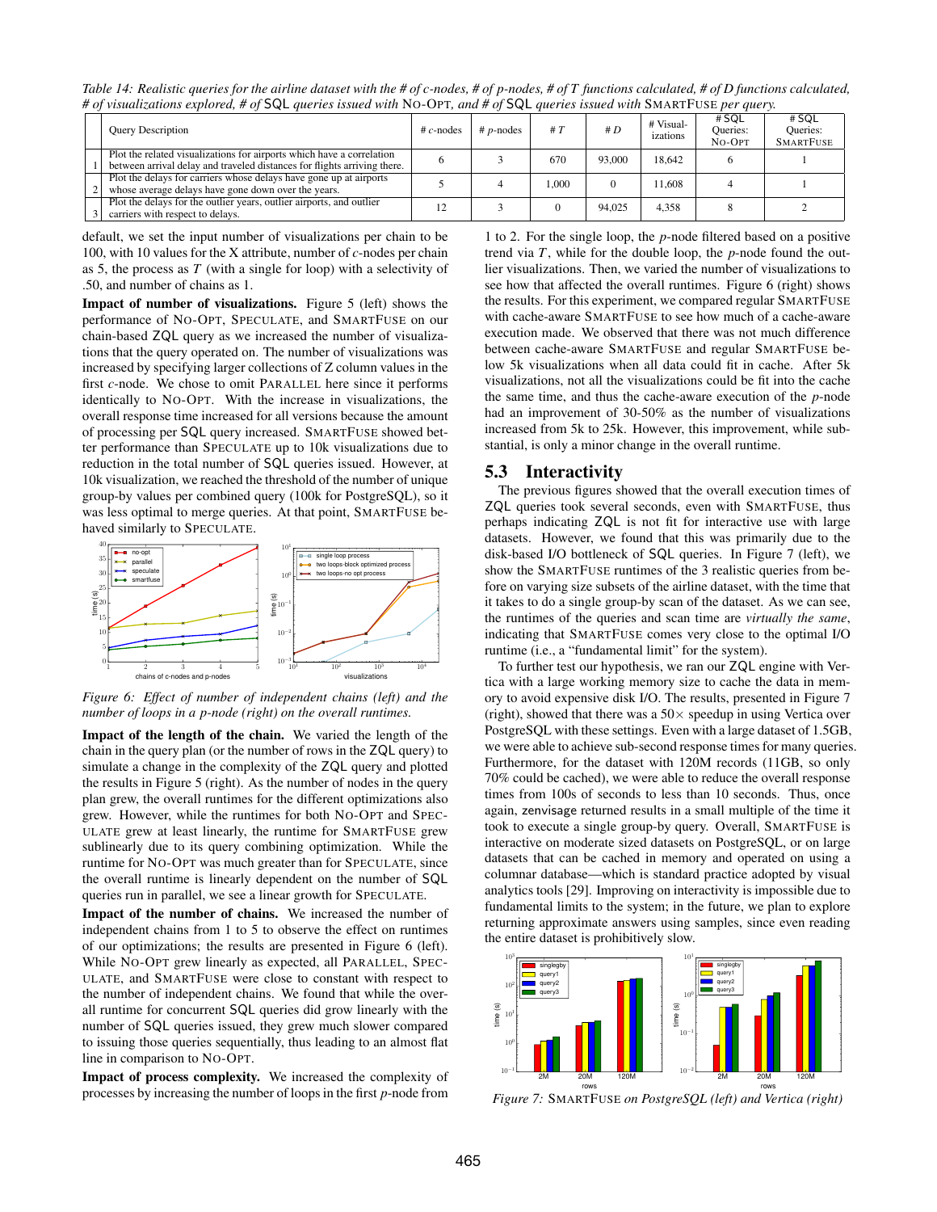*Table 14: Realistic queries for the airline dataset with the # of c-nodes, # of p-nodes, # of T functions calculated, # of D functions calculated, # of visualizations explored, # of SQL queries issued with NO-OPT, and # of SQL queries issued with SMARTFUSE per query.*

| | Query Description | # *c*-nodes | # *p*-nodes | # *T* | # *D* | # Visualizations | # SQL Queries: NO-OPT | # SQL Queries: SMARTFUSE |
|---|---|---|---|---|---|---|---|---|
| 1 | Plot the related visualizations for airports which have a correlation between arrival delay and traveled distances for flights arriving there. | 6 | 3 | 670 | 93,000 | 18,642 | 6 | 1 |
| 2 | Plot the delays for carriers whose delays have gone up at airports whose average delays have gone down over the years. | 5 | 4 | 1,000 | 0 | 11,608 | 4 | 1 |
| 3 | Plot the delays for the outlier years, outlier airports, and outlier carriers with respect to delays. | 12 | 3 | 0 | 94,025 | 4,358 | 8 | 2 |

default, we set the input number of visualizations per chain to be 100, with 10 values for the X attribute, number of *c*-nodes per chain as 5, the process as $T$ (with a single for loop) with a selectivity of .50, and number of chains as 1.

**Impact of number of visualizations.** Figure 5 (left) shows the performance of NO-OPT, SPECULATE, and SMARTFUSE on our chain-based ZQL query as we increased the number of visualizations that the query operated on. The number of visualizations was increased by specifying larger collections of Z column values in the first *c*-node. We chose to omit PARALLEL here since it performs identically to NO-OPT. With the increase in visualizations, the overall response time increased for all versions because the amount of processing per SQL query increased. SMARTFUSE showed better performance than SPECULATE up to 10k visualizations due to reduction in the total number of SQL queries issued. However, at 10k visualization, we reached the threshold of the number of unique group-by values per combined query (100k for PostgreSQL), so it was less optimal to merge queries. At that point, SMARTFUSE behaved similarly to SPECULATE.

*Figure 6: Effect of number of independent chains (left) and the number of loops in a p-node (right) on the overall runtimes.*

**Impact of the length of the chain.** We varied the length of the chain in the query plan (or the number of rows in the ZQL query) to simulate a change in the complexity of the ZQL query and plotted the results in Figure 5 (right). As the number of nodes in the query plan grew, the overall runtimes for the different optimizations also grew. However, while the runtimes for both NO-OPT and SPECULATE grew at least linearly, the runtime for SMARTFUSE grew sublinearly due to its query combining optimization. While the runtime for NO-OPT was much greater than for SPECULATE, since the overall runtime is linearly dependent on the number of SQL queries run in parallel, we see a linear growth for SPECULATE.

**Impact of the number of chains.** We increased the number of independent chains from 1 to 5 to observe the effect on runtimes of our optimizations; the results are presented in Figure 6 (left). While NO-OPT grew linearly as expected, all PARALLEL, SPECULATE, and SMARTFUSE were close to constant with respect to the number of independent chains. We found that while the overall runtime for concurrent SQL queries did grow linearly with the number of SQL queries issued, they grew much slower compared to issuing those queries sequentially, thus leading to an almost flat line in comparison to NO-OPT.

**Impact of process complexity.** We increased the complexity of processes by increasing the number of loops in the first *p*-node from 1 to 2. For the single loop, the *p*-node filtered based on a positive trend via $T$, while for the double loop, the *p*-node found the outlier visualizations. Then, we varied the number of visualizations to see how that affected the overall runtimes. Figure 6 (right) shows the results. For this experiment, we compared regular SMARTFUSE with cache-aware SMARTFUSE to see how much of a cache-aware execution made. We observed that there was not much difference between cache-aware SMARTFUSE and regular SMARTFUSE below 5k visualizations when all data could fit in cache. After 5k visualizations, not all the visualizations could be fit into the cache the same time, and thus the cache-aware execution of the *p*-node had an improvement of 30-50% as the number of visualizations increased from 5k to 25k. However, this improvement, while substantial, is only a minor change in the overall runtime.

## 5.3 Interactivity

The previous figures showed that the overall execution times of ZQL queries took several seconds, even with SMARTFUSE, thus perhaps indicating ZQL is not fit for interactive use with large datasets. However, we found that this was primarily due to the disk-based I/O bottleneck of SQL queries. In Figure 7 (left), we show the SMARTFUSE runtimes of the 3 realistic queries from before on varying size subsets of the airline dataset, with the time that it takes to do a single group-by scan of the dataset. As we can see, the runtimes of the queries and scan time are *virtually the same*, indicating that SMARTFUSE comes very close to the optimal I/O runtime (i.e., a "fundamental limit" for the system).

To further test our hypothesis, we ran our ZQL engine with Vertica with a large working memory size to cache the data in memory to avoid expensive disk I/O. The results, presented in Figure 7 (right), showed that there was a 50× speedup in using Vertica over PostgreSQL with these settings. Even with a large dataset of 1.5GB, we were able to achieve sub-second response times for many queries. Furthermore, for the dataset with 120M records (11GB, so only 70% could be cached), we were able to reduce the overall response times from 100s of seconds to less than 10 seconds. Thus, once again, zenvisage returned results in a small multiple of the time it took to execute a single group-by query. Overall, SMARTFUSE is interactive on moderate sized datasets on PostgreSQL, or on large datasets that can be cached in memory and operated on using a columnar database—which is standard practice adopted by visual analytics tools [29]. Improving on interactivity is impossible due to fundamental limits to the system; in the future, we plan to explore returning approximate answers using samples, since even reading the entire dataset is prohibitively slow.

*Figure 7: SMARTFUSE on PostgreSQL (left) and Vertica (right)*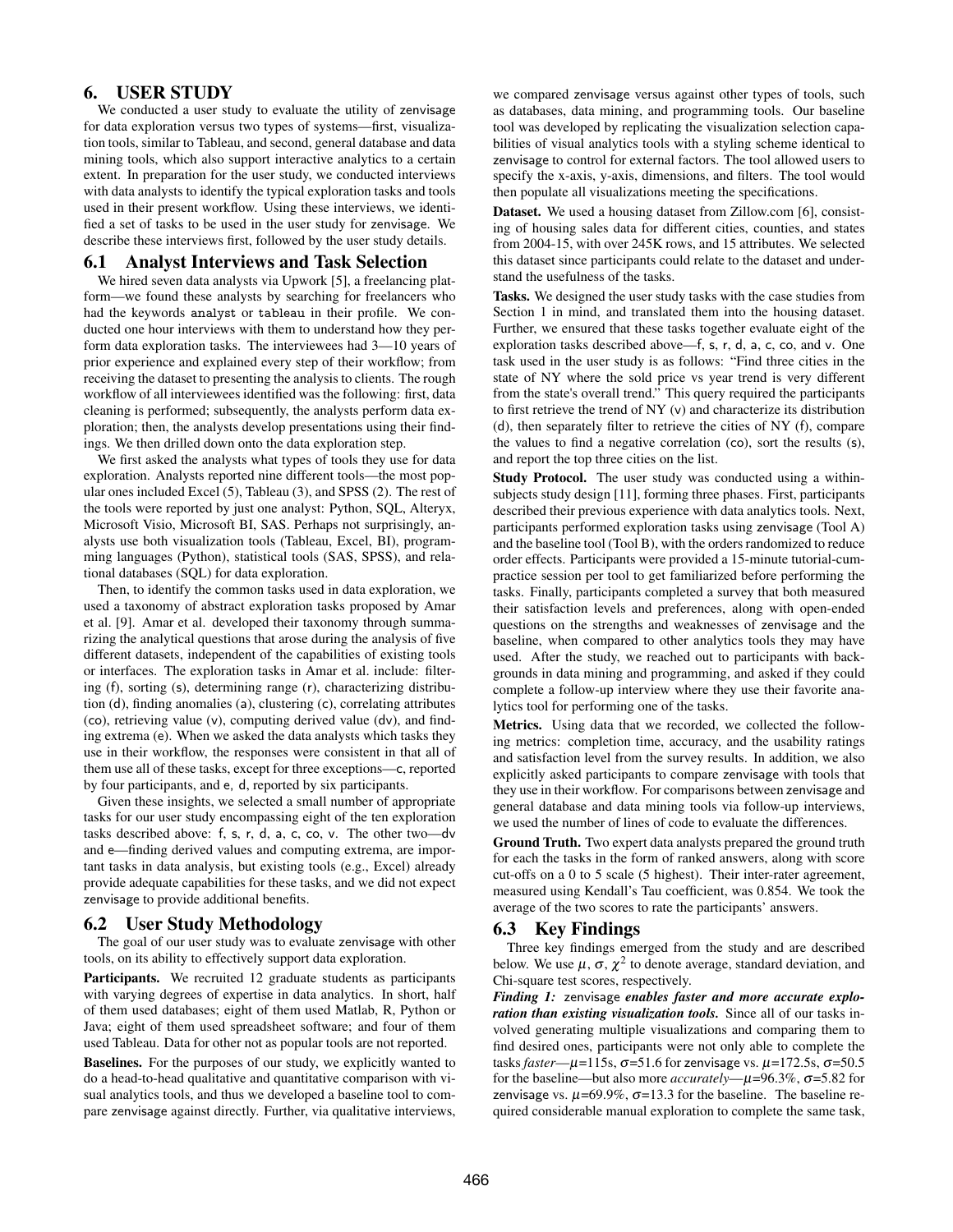## 6. USER STUDY

We conducted a user study to evaluate the utility of zenvisage for data exploration versus two types of systems—first, visualization tools, similar to Tableau, and second, general database and data mining tools, which also support interactive analytics to a certain extent. In preparation for the user study, we conducted interviews with data analysts to identify the typical exploration tasks and tools used in their present workflow. Using these interviews, we identified a set of tasks to be used in the user study for zenvisage. We describe these interviews first, followed by the user study details.

### 6.1 Analyst Interviews and Task Selection

We hired seven data analysts via Upwork [5], a freelancing platform—we found these analysts by searching for freelancers who had the keywords analyst or tableau in their profile. We conducted one hour interviews with them to understand how they perform data exploration tasks. The interviewees had 3—10 years of prior experience and explained every step of their workflow; from receiving the dataset to presenting the analysis to clients. The rough workflow of all interviewees identified was the following: first, data cleaning is performed; subsequently, the analysts perform data exploration; then, the analysts develop presentations using their findings. We then drilled down onto the data exploration step.

We first asked the analysts what types of tools they use for data exploration. Analysts reported nine different tools—the most popular ones included Excel (5), Tableau (3), and SPSS (2). The rest of the tools were reported by just one analyst: Python, SQL, Alteryx, Microsoft Visio, Microsoft BI, SAS. Perhaps not surprisingly, analysts use both visualization tools (Tableau, Excel, BI), programming languages (Python), statistical tools (SAS, SPSS), and relational databases (SQL) for data exploration.

Then, to identify the common tasks used in data exploration, we used a taxonomy of abstract exploration tasks proposed by Amar et al. [9]. Amar et al. developed their taxonomy through summarizing the analytical questions that arose during the analysis of five different datasets, independent of the capabilities of existing tools or interfaces. The exploration tasks in Amar et al. include: filtering (f), sorting (s), determining range (r), characterizing distribution (d), finding anomalies (a), clustering (c), correlating attributes (co), retrieving value (v), computing derived value (dv), and finding extrema (e). When we asked the data analysts which tasks they use in their workflow, the responses were consistent in that all of them use all of these tasks, except for three exceptions—c, reported by four participants, and e, d, reported by six participants.

Given these insights, we selected a small number of appropriate tasks for our user study encompassing eight of the ten exploration tasks described above: f, s, r, d, a, c, co, v. The other two—dv and e—finding derived values and computing extrema, are important tasks in data analysis, but existing tools (e.g., Excel) already provide adequate capabilities for these tasks, and we did not expect zenvisage to provide additional benefits.

### 6.2 User Study Methodology

The goal of our user study was to evaluate zenvisage with other tools, on its ability to effectively support data exploration.

**Participants.** We recruited 12 graduate students as participants with varying degrees of expertise in data analytics. In short, half of them used databases; eight of them used Matlab, R, Python or Java; eight of them used spreadsheet software; and four of them used Tableau. Data for other not as popular tools are not reported.

**Baselines.** For the purposes of our study, we explicitly wanted to do a head-to-head qualitative and quantitative comparison with visual analytics tools, and thus we developed a baseline tool to compare zenvisage against directly. Further, via qualitative interviews, we compared zenvisage versus against other types of tools, such as databases, data mining, and programming tools. Our baseline tool was developed by replicating the visualization selection capabilities of visual analytics tools with a styling scheme identical to zenvisage to control for external factors. The tool allowed users to specify the x-axis, y-axis, dimensions, and filters. The tool would then populate all visualizations meeting the specifications.

**Dataset.** We used a housing dataset from Zillow.com [6], consisting of housing sales data for different cities, counties, and states from 2004-15, with over 245K rows, and 15 attributes. We selected this dataset since participants could relate to the dataset and understand the usefulness of the tasks.

**Tasks.** We designed the user study tasks with the case studies from Section 1 in mind, and translated them into the housing dataset. Further, we ensured that these tasks together evaluate eight of the exploration tasks described above—f, s, r, d, a, c, co, and v. One task used in the user study is as follows: "Find three cities in the state of NY where the sold price vs year trend is very different from the state's overall trend." This query required the participants to first retrieve the trend of NY (v) and characterize its distribution (d), then separately filter to retrieve the cities of NY (f), compare the values to find a negative correlation (co), sort the results (s), and report the top three cities on the list.

**Study Protocol.** The user study was conducted using a within-subjects study design [11], forming three phases. First, participants described their previous experience with data analytics tools. Next, participants performed exploration tasks using zenvisage (Tool A) and the baseline tool (Tool B), with the orders randomized to reduce order effects. Participants were provided a 15-minute tutorial-cum-practice session per tool to get familiarized before performing the tasks. Finally, participants completed a survey that both measured their satisfaction levels and preferences, along with open-ended questions on the strengths and weaknesses of zenvisage and the baseline, when compared to other analytics tools they may have used. After the study, we reached out to participants with backgrounds in data mining and programming, and asked if they could complete a follow-up interview where they use their favorite analytics tool for performing one of the tasks.

**Metrics.** Using data that we recorded, we collected the following metrics: completion time, accuracy, and the usability ratings and satisfaction level from the survey results. In addition, we also explicitly asked participants to compare zenvisage with tools that they use in their workflow. For comparisons between zenvisage and general database and data mining tools via follow-up interviews, we used the number of lines of code to evaluate the differences.

**Ground Truth.** Two expert data analysts prepared the ground truth for each the tasks in the form of ranked answers, along with score cut-offs on a 0 to 5 scale (5 highest). Their inter-rater agreement, measured using Kendall's Tau coefficient, was 0.854. We took the average of the two scores to rate the participants' answers.

### 6.3 Key Findings

Three key findings emerged from the study and are described below. We use $\mu$, $\sigma$, $\chi^2$ to denote average, standard deviation, and Chi-square test scores, respectively.

***Finding 1:*** **zenvisage *enables faster and more accurate exploration than existing visualization tools.*** Since all of our tasks involved generating multiple visualizations and comparing them to find desired ones, participants were not only able to complete the tasks *faster*—$\mu$=115s, $\sigma$=51.6 for zenvisage vs. $\mu$=172.5s, $\sigma$=50.5 for the baseline—but also more *accurately*—$\mu$=96.3%, $\sigma$=5.82 for zenvisage vs. $\mu$=69.9%, $\sigma$=13.3 for the baseline. The baseline required considerable manual exploration to complete the same task,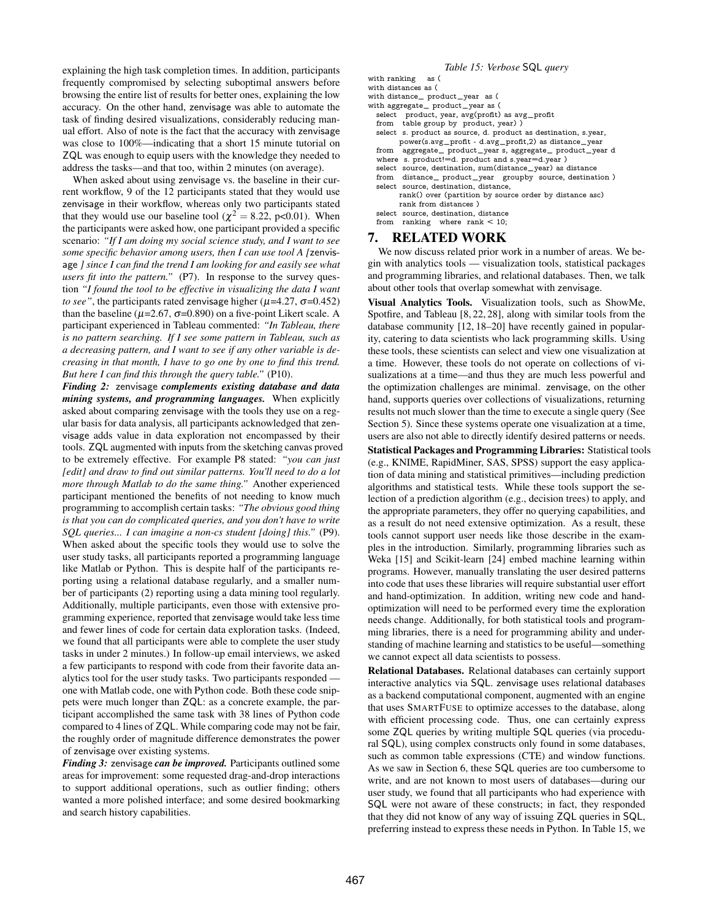explaining the high task completion times. In addition, participants frequently compromised by selecting suboptimal answers before browsing the entire list of results for better ones, explaining the low accuracy. On the other hand, zenvisage was able to automate the task of finding desired visualizations, considerably reducing manual effort. Also of note is the fact that the accuracy with zenvisage was close to 100%—indicating that a short 15 minute tutorial on ZQL was enough to equip users with the knowledge they needed to address the tasks—and that too, within 2 minutes (on average).

When asked about using zenvisage vs. the baseline in their current workflow, 9 of the 12 participants stated that they would use zenvisage in their workflow, whereas only two participants stated that they would use our baseline tool ($\chi^2 = 8.22$, $p<0.01$). When the participants were asked how, one participant provided a specific scenario: *"If I am doing my social science study, and I want to see some specific behavior among users, then I can use tool A [zenvisage ] since I can find the trend I am looking for and easily see what users fit into the pattern."* (P7). In response to the survey question *"I found the tool to be effective in visualizing the data I want to see"*, the participants rated zenvisage higher ($\mu$=4.27, $\sigma$=0.452) than the baseline ($\mu$=2.67, $\sigma$=0.890) on a five-point Likert scale. A participant experienced in Tableau commented: *"In Tableau, there is no pattern searching. If I see some pattern in Tableau, such as a decreasing pattern, and I want to see if any other variable is decreasing in that month, I have to go one by one to find this trend. But here I can find this through the query table."* (P10).

***Finding 2:*** **zenvisage** ***complements existing database and data mining systems, and programming languages.*** When explicitly asked about comparing zenvisage with the tools they use on a regular basis for data analysis, all participants acknowledged that zenvisage adds value in data exploration not encompassed by their tools. ZQL augmented with inputs from the sketching canvas proved to be extremely effective. For example P8 stated: *"you can just [edit] and draw to find out similar patterns. You'll need to do a lot more through Matlab to do the same thing."* Another experienced participant mentioned the benefits of not needing to know much programming to accomplish certain tasks: *"The obvious good thing is that you can do complicated queries, and you don't have to write SQL queries... I can imagine a non-cs student [doing] this."* (P9). When asked about the specific tools they would use to solve the user study tasks, all participants reported a programming language like Matlab or Python. This is despite half of the participants reporting using a relational database regularly, and a smaller number of participants (2) reporting using a data mining tool regularly. Additionally, multiple participants, even those with extensive programming experience, reported that zenvisage would take less time and fewer lines of code for certain data exploration tasks. (Indeed, we found that all participants were able to complete the user study tasks in under 2 minutes.) In follow-up email interviews, we asked a few participants to respond with code from their favorite data analytics tool for the user study tasks. Two participants responded — one with Matlab code, one with Python code. Both these code snippets were much longer than ZQL: as a concrete example, the participant accomplished the same task with 38 lines of Python code compared to 4 lines of ZQL. While comparing code may not be fair, the roughly order of magnitude difference demonstrates the power of zenvisage over existing systems.

***Finding 3:*** **zenvisage** ***can be improved.*** Participants outlined some areas for improvement: some requested drag-and-drop interactions to support additional operations, such as outlier finding; others wanted a more polished interface; and some desired bookmarking and search history capabilities.

*Table 15: Verbose SQL query*

```
with ranking   as (
with distances as (
with distance_ product_year  as (
with aggregate_ product_year as (
  select   product, year, avg(profit) as avg_profit
  from   table group by  product, year) )
  select  s. product as source, d. product as destination, s.year,
        power(s.avg_profit - d.avg_profit,2) as distance_year
  from   aggregate_ product_year s, aggregate_ product_year d
  where  s. product!=d. product and s.year=d.year )
  select  source, destination, sum(distance_year) as distance
  from   distance_ product_year   groupby  source, destination )
  select  source, destination, distance,
        rank() over (partition by source order by distance asc)
        rank from distances )
  select  source, destination, distance
  from   ranking   where  rank < 10;
```

# 7. RELATED WORK

We now discuss related prior work in a number of areas. We begin with analytics tools — visualization tools, statistical packages and programming libraries, and relational databases. Then, we talk about other tools that overlap somewhat with zenvisage.

**Visual Analytics Tools.** Visualization tools, such as ShowMe, Spotfire, and Tableau [8, 22, 28], along with similar tools from the database community [12, 18–20] have recently gained in popularity, catering to data scientists who lack programming skills. Using these tools, these scientists can select and view one visualization at a time. However, these tools do not operate on collections of visualizations at a time—and thus they are much less powerful and the optimization challenges are minimal. zenvisage, on the other hand, supports queries over collections of visualizations, returning results not much slower than the time to execute a single query (See Section 5). Since these systems operate one visualization at a time, users are also not able to directly identify desired patterns or needs.

**Statistical Packages and Programming Libraries:** Statistical tools (e.g., KNIME, RapidMiner, SAS, SPSS) support the easy application of data mining and statistical primitives—including prediction algorithms and statistical tests. While these tools support the selection of a prediction algorithm (e.g., decision trees) to apply, and the appropriate parameters, they offer no querying capabilities, and as a result do not need extensive optimization. As a result, these tools cannot support user needs like those describe in the examples in the introduction. Similarly, programming libraries such as Weka [15] and Scikit-learn [24] embed machine learning within programs. However, manually translating the user desired patterns into code that uses these libraries will require substantial user effort and hand-optimization. In addition, writing new code and hand-optimization will need to be performed every time the exploration needs change. Additionally, for both statistical tools and programming libraries, there is a need for programming ability and understanding of machine learning and statistics to be useful—something we cannot expect all data scientists to possess.

**Relational Databases.** Relational databases can certainly support interactive analytics via SQL. zenvisage uses relational databases as a backend computational component, augmented with an engine that uses SMARTFUSE to optimize accesses to the database, along with efficient processing code. Thus, one can certainly express some ZQL queries by writing multiple SQL queries (via procedural SQL), using complex constructs only found in some databases, such as common table expressions (CTE) and window functions. As we saw in Section 6, these SQL queries are too cumbersome to write, and are not known to most users of databases—during our user study, we found that all participants who had experience with SQL were not aware of these constructs; in fact, they responded that they did not know of any way of issuing ZQL queries in SQL, preferring instead to express these needs in Python. In Table 15, we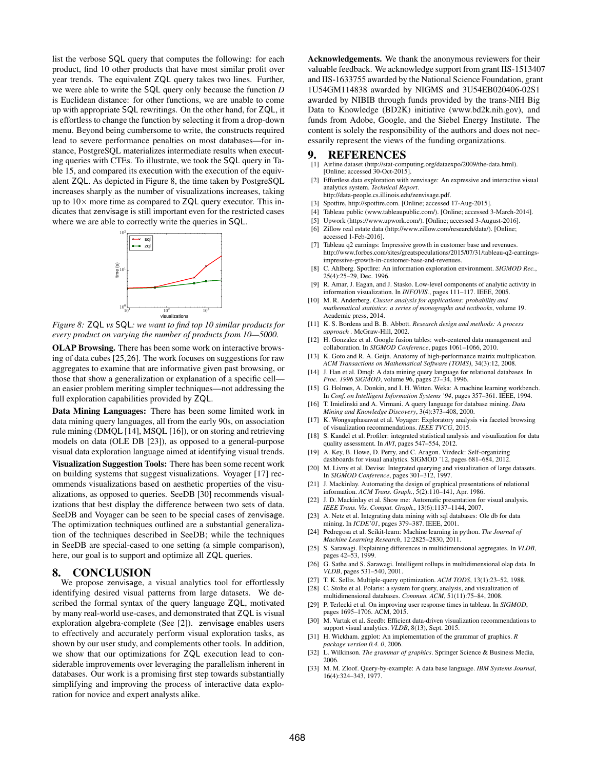list the verbose SQL query that computes the following: for each product, find 10 other products that have most similar profit over year trends. The equivalent ZQL query takes two lines. Further, we were able to write the SQL query only because the function $D$ is Euclidean distance: for other functions, we are unable to come up with appropriate SQL rewritings. On the other hand, for ZQL, it is effortless to change the function by selecting it from a drop-down menu. Beyond being cumbersome to write, the constructs required lead to severe performance penalties on most databases—for instance, PostgreSQL materializes intermediate results when executing queries with CTEs. To illustrate, we took the SQL query in Table 15, and compared its execution with the execution of the equivalent ZQL. As depicted in Figure 8, the time taken by PostgreSQL increases sharply as the number of visualizations increases, taking up to $10\times$ more time as compared to ZQL query executor. This indicates that zenvisage is still important even for the restricted cases where we are able to correctly write the queries in SQL.

sql
zql
time (s)
$10^0$
$10^1$
$10^2$
$10^1$
$10^2$
$10^3$
visualizations

*Figure 8: ZQL vs SQL: we want to find top 10 similar products for every product on varying the number of products from 10—5000.*

**OLAP Browsing.** There has been some work on interactive browsing of data cubes [25,26]. The work focuses on suggestions for raw aggregates to examine that are informative given past browsing, or those that show a generalization or explanation of a specific cell—an easier problem meriting simpler techniques—not addressing the full exploration capabilities provided by ZQL.

**Data Mining Languages:** There has been some limited work in data mining query languages, all from the early 90s, on association rule mining (DMQL [14], MSQL [16]), or on storing and retrieving models on data (OLE DB [23]), as opposed to a general-purpose visual data exploration language aimed at identifying visual trends.

**Visualization Suggestion Tools:** There has been some recent work on building systems that suggest visualizations. Voyager [17] recommends visualizations based on aesthetic properties of the visualizations, as opposed to queries. SeeDB [30] recommends visualizations that best display the difference between two sets of data. SeeDB and Voyager can be seen to be special cases of zenvisage. The optimization techniques outlined are a substantial generalization of the techniques described in SeeDB; while the techniques in SeeDB are special-cased to one setting (a simple comparison), here, our goal is to support and optimize all ZQL queries.

# 8. CONCLUSION

We propose zenvisage, a visual analytics tool for effortlessly identifying desired visual patterns from large datasets. We described the formal syntax of the query language ZQL, motivated by many real-world use-cases, and demonstrated that ZQL is visual exploration algebra-complete (See [2]). zenvisage enables users to effectively and accurately perform visual exploration tasks, as shown by our user study, and complements other tools. In addition, we show that our optimizations for ZQL execution lead to considerable improvements over leveraging the parallelism inherent in databases. Our work is a promising first step towards substantially simplifying and improving the process of interactive data exploration for novice and expert analysts alike.

**Acknowledgements.** We thank the anonymous reviewers for their valuable feedback. We acknowledge support from grant IIS-1513407 and IIS-1633755 awarded by the National Science Foundation, grant 1U54GM114838 awarded by NIGMS and 3U54EB020406-02S1 awarded by NIBIB through funds provided by the trans-NIH Big Data to Knowledge (BD2K) initiative (www.bd2k.nih.gov), and funds from Adobe, Google, and the Siebel Energy Institute. The content is solely the responsibility of the authors and does not necessarily represent the views of the funding organizations.

# 9. REFERENCES

[1] Airline dataset (http://stat-computing.org/dataexpo/2009/the-data.html). [Online; accessed 30-Oct-2015].

[2] Effortless data exploration with zenvisage: An expressive and interactive visual analytics system. *Technical Report*. http://data-people.cs.illinois.edu/zenvisage.pdf.

[3] Spotfire, http://spotfire.com. [Online; accessed 17-Aug-2015].

[4] Tableau public (www.tableaupublic.com/). [Online; accessed 3-March-2014].

[5] Upwork (https://www.upwork.com/). [Online; accessed 3-August-2016].

[6] Zillow real estate data (http://www.zillow.com/research/data/). [Online; accessed 1-Feb-2016].

[7] Tableau q2 earnings: Impressive growth in customer base and revenues. http://www.forbes.com/sites/greatspeculations/2015/07/31/tableau-q2-earnings-impressive-growth-in-customer-base-and-revenues.

[8] C. Ahlberg. Spotfire: An information exploration environment. *SIGMOD Rec.*, 25(4):25–29, Dec. 1996.

[9] R. Amar, J. Eagan, and J. Stasko. Low-level components of analytic activity in information visualization. In *INFOVIS.*, pages 111–117. IEEE, 2005.

[10] M. R. Anderberg. *Cluster analysis for applications: probability and mathematical statistics: a series of monographs and textbooks*, volume 19. Academic press, 2014.

[11] K. S. Bordens and B. B. Abbott. *Research design and methods: A process approach* . McGraw-Hill, 2002.

[12] H. Gonzalez et al. Google fusion tables: web-centered data management and collaboration. In *SIGMOD Conference*, pages 1061–1066, 2010.

[13] K. Goto and R. A. Geijn. Anatomy of high-performance matrix multiplication. *ACM Transactions on Mathematical Software (TOMS)*, 34(3):12, 2008.

[14] J. Han et al. Dmql: A data mining query language for relational databases. In *Proc. 1996 SiGMOD*, volume 96, pages 27–34, 1996.

[15] G. Holmes, A. Donkin, and I. H. Witten. Weka: A machine learning workbench. In *Conf. on Intelligent Information Systems '94*, pages 357–361. IEEE, 1994.

[16] T. Imielinski and A. Virmani. A query language for database mining. *Data Mining and Knowledge Discovery*, 3(4):373–408, 2000.

[17] K. Wongsuphasawat et al. Voyager: Exploratory analysis via faceted browsing of visualization recommendations. *IEEE TVCG*, 2015.

[18] S. Kandel et al. Profiler: integrated statistical analysis and visualization for data quality assessment. In *AVI*, pages 547–554, 2012.

[19] A. Key, B. Howe, D. Perry, and C. Aragon. Vizdeck: Self-organizing dashboards for visual analytics. SIGMOD '12, pages 681–684, 2012.

[20] M. Livny et al. Devise: Integrated querying and visualization of large datasets. In *SIGMOD Conference*, pages 301–312, 1997.

[21] J. Mackinlay. Automating the design of graphical presentations of relational information. *ACM Trans. Graph.*, 5(2):110–141, Apr. 1986.

[22] J. D. Mackinlay et al. Show me: Automatic presentation for visual analysis. *IEEE Trans. Vis. Comput. Graph.*, 13(6):1137–1144, 2007.

[23] A. Netz et al. Integrating data mining with sql databases: Ole db for data mining. In *ICDE'01*, pages 379–387. IEEE, 2001.

[24] Pedregosa et al. Scikit-learn: Machine learning in python. *The Journal of Machine Learning Research*, 12:2825–2830, 2011.

[25] S. Sarawagi. Explaining differences in multidimensional aggregates. In *VLDB*, pages 42–53, 1999.

[26] G. Sathe and S. Sarawagi. Intelligent rollups in multidimensional olap data. In *VLDB*, pages 531–540, 2001.

[27] T. K. Sellis. Multiple-query optimization. *ACM TODS*, 13(1):23–52, 1988.

[28] C. Stolte et al. Polaris: a system for query, analysis, and visualization of multidimensional databases. *Commun. ACM*, 51(11):75–84, 2008.

[29] P. Terlecki et al. On improving user response times in tableau. In *SIGMOD*, pages 1695–1706. ACM, 2015.

[30] M. Vartak et al. Seedb: Efficient data-driven visualization recommendations to support visual analytics. *VLDB*, 8(13), Sept. 2015.

[31] H. Wickham. ggplot: An implementation of the grammar of graphics. *R package version 0.4. 0*, 2006.

[32] L. Wilkinson. *The grammar of graphics*. Springer Science & Business Media, 2006.

[33] M. M. Zloof. Query-by-example: A data base language. *IBM Systems Journal*, 16(4):324–343, 1977.